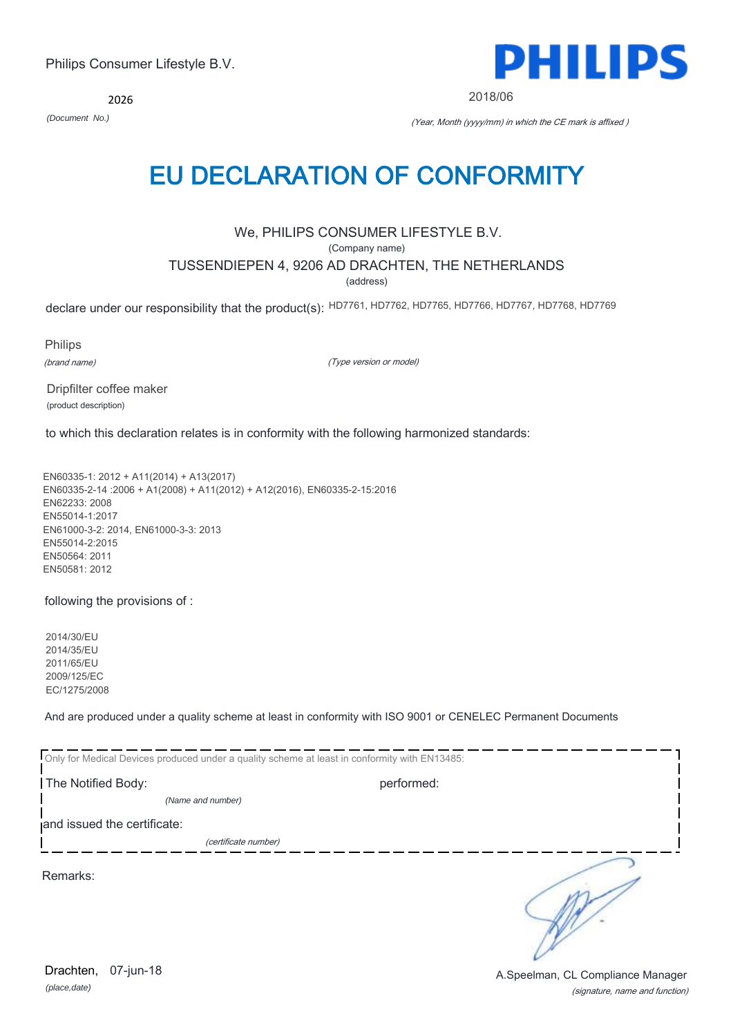Philips Consumer Lifestyle B.V.

PHILIPS

2026

*(Document No.)*

2018/06

*(Year, Month (yyyy/mm) in which the CE mark is affixed )*

# EU DECLARATION OF CONFORMITY

We, PHILIPS CONSUMER LIFESTYLE B.V.

(Company name)

TUSSENDIEPEN 4, 9206 AD DRACHTEN, THE NETHERLANDS

(address)

declare under our responsibility that the product(s): HD7761, HD7762, HD7765, HD7766, HD7767, HD7768, HD7769

Philips

*(brand name)*

*(Type version or model)*

Dripfilter coffee maker

(product description)

to which this declaration relates is in conformity with the following harmonized standards:

EN60335-1: 2012 + A11(2014) + A13(2017)
EN60335-2-14 :2006 + A1(2008) + A11(2012) + A12(2016), EN60335-2-15:2016
EN62233: 2008
EN55014-1:2017
EN61000-3-2: 2014, EN61000-3-3: 2013
EN55014-2:2015
EN50564: 2011
EN50581: 2012

following the provisions of :

2014/30/EU
2014/35/EU
2011/65/EU
2009/125/EC
EC/1275/2008

And are produced under a quality scheme at least in conformity with ISO 9001 or CENELEC Permanent Documents

Only for Medical Devices produced under a quality scheme at least in conformity with EN13485:

The Notified Body: performed:

*(Name and number)*

and issued the certificate:

*(certificate number)*

Remarks:

Drachten, 07-jun-18

*(place,date)*

A.Speelman, CL Compliance Manager

*(signature, name and function)*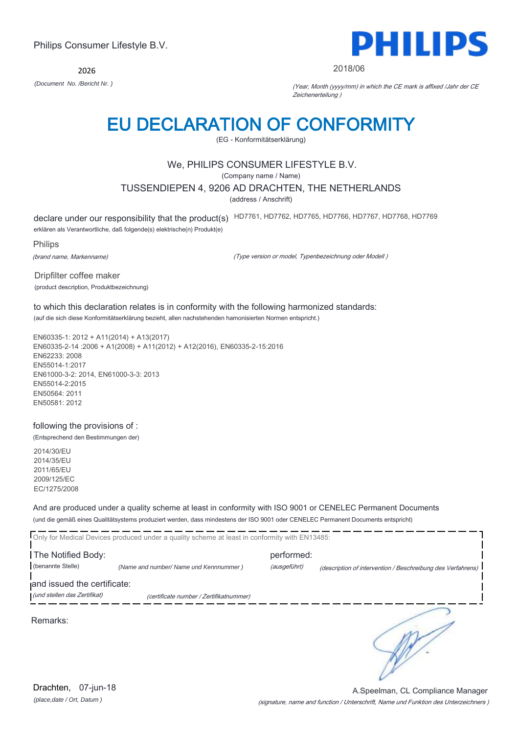Philips Consumer Lifestyle B.V.

2026

*(Document No. /Bericht Nr. )*

PHILIPS

2018/06

*(Year, Month (yyyy/mm) in which the CE mark is affixed /Jahr der CE Zeichenerteilung )*

# EU DECLARATION OF CONFORMITY

(EG - Konformitätserklärung)

We, PHILIPS CONSUMER LIFESTYLE B.V.

(Company name / Name)

TUSSENDIEPEN 4, 9206 AD DRACHTEN, THE NETHERLANDS

(address / Anschrift)

declare under our responsibility that the product(s) HD7761, HD7762, HD7765, HD7766, HD7767, HD7768, HD7769

erklären als Verantwortliche, daß folgende(s) elektrische(n) Produkt(e)

Philips

*(brand name, Markenname)*

*(Type version or model, Typenbezeichnung oder Modell )*

Dripfilter coffee maker

(product description, Produktbezeichnung)

to which this declaration relates is in conformity with the following harmonized standards:

(auf die sich diese Konformitätserklärung bezieht, allen nachstehenden hamonisierten Normen entspricht.)

EN60335-1: 2012 + A11(2014) + A13(2017)
EN60335-2-14 :2006 + A1(2008) + A11(2012) + A12(2016), EN60335-2-15:2016
EN62233: 2008
EN55014-1:2017
EN61000-3-2: 2014, EN61000-3-3: 2013
EN55014-2:2015
EN50564: 2011
EN50581: 2012

following the provisions of :

(Entsprechend den Bestimmungen der)

2014/30/EU
2014/35/EU
2011/65/EU
2009/125/EC
EC/1275/2008

And are produced under a quality scheme at least in conformity with ISO 9001 or CENELEC Permanent Documents

(und die gemäß eines Qualitätsystems produziert werden, dass mindestens der ISO 9001 oder CENELEC Permanent Documents entspricht)

Only for Medical Devices produced under a quality scheme at least in conformity with EN13485:

The Notified Body: performed:

(benannte Stelle) *(Name and number/ Name und Kennnummer )* *(ausgeführt)* *(description of intervention / Beschreibung des Verfahrens)*

and issued the certificate:

*(und stellen das Zertifikat)* *(certificate number / Zertifikatnummer)*

Remarks:

Drachten, 07-jun-18

*(place,date / Ort, Datum )*

A.Speelman, CL Compliance Manager

*(signature, name and function / Unterschrift, Name und Funktion des Unterzeichners )*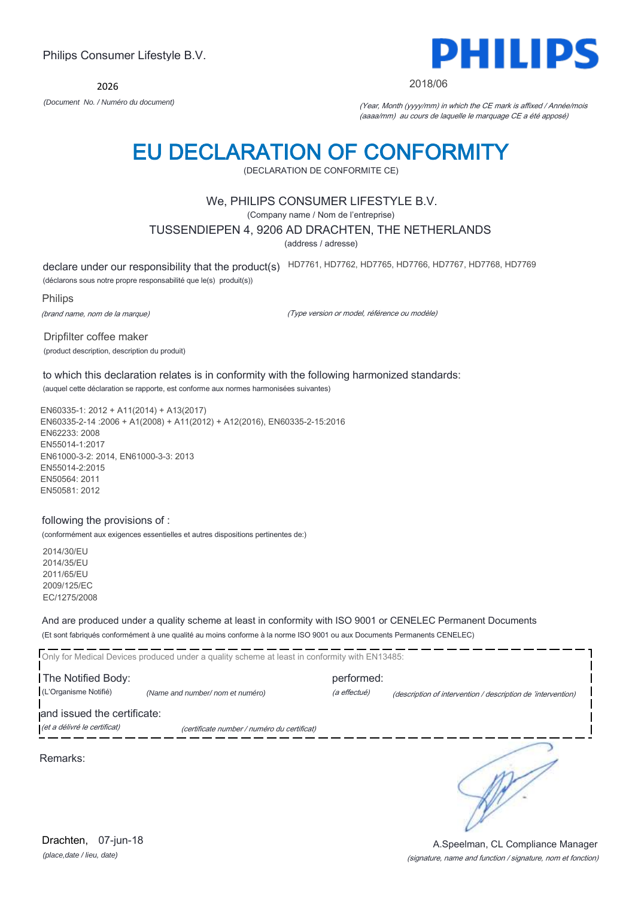Philips Consumer Lifestyle B.V.

2026

*(Document No. / Numéro du document)*

**PHILIPS**

2018/06

*(Year, Month (yyyy/mm) in which the CE mark is affixed / Année/mois (aaaa/mm) au cours de laquelle le marquage CE a été apposé)*

# EU DECLARATION OF CONFORMITY

(DECLARATION DE CONFORMITE CE)

We, PHILIPS CONSUMER LIFESTYLE B.V.

(Company name / Nom de l'entreprise)

TUSSENDIEPEN 4, 9206 AD DRACHTEN, THE NETHERLANDS

(address / adresse)

declare under our responsibility that the product(s) HD7761, HD7762, HD7765, HD7766, HD7767, HD7768, HD7769

(déclarons sous notre propre responsabilité que le(s) produit(s))

Philips

*(brand name, nom de la marque)*

*(Type version or model, référence ou modèle)*

Dripfilter coffee maker

(product description, description du produit)

to which this declaration relates is in conformity with the following harmonized standards:

(auquel cette déclaration se rapporte, est conforme aux normes harmonisées suivantes)

EN60335-1: 2012 + A11(2014) + A13(2017)
EN60335-2-14 :2006 + A1(2008) + A11(2012) + A12(2016), EN60335-2-15:2016
EN62233: 2008
EN55014-1:2017
EN61000-3-2: 2014, EN61000-3-3: 2013
EN55014-2:2015
EN50564: 2011
EN50581: 2012

following the provisions of :

(conformément aux exigences essentielles et autres dispositions pertinentes de:)

2014/30/EU
2014/35/EU
2011/65/EU
2009/125/EC
EC/1275/2008

And are produced under a quality scheme at least in conformity with ISO 9001 or CENELEC Permanent Documents

(Et sont fabriqués conformément à une qualité au moins conforme à la norme ISO 9001 ou aux Documents Permanents CENELEC)

Only for Medical Devices produced under a quality scheme at least in conformity with EN13485:

The Notified Body: performed:

(L'Organisme Notifié) *(Name and number/ nom et numéro)* *(a effectué)* *(description of intervention / description de 'intervention)*

and issued the certificate:

*(et a délivré le certificat)* *(certificate number / numéro du certificat)*

Remarks:

Drachten, 07-jun-18

*(place,date / lieu, date)*

A.Speelman, CL Compliance Manager

*(signature, name and function / signature, nom et fonction)*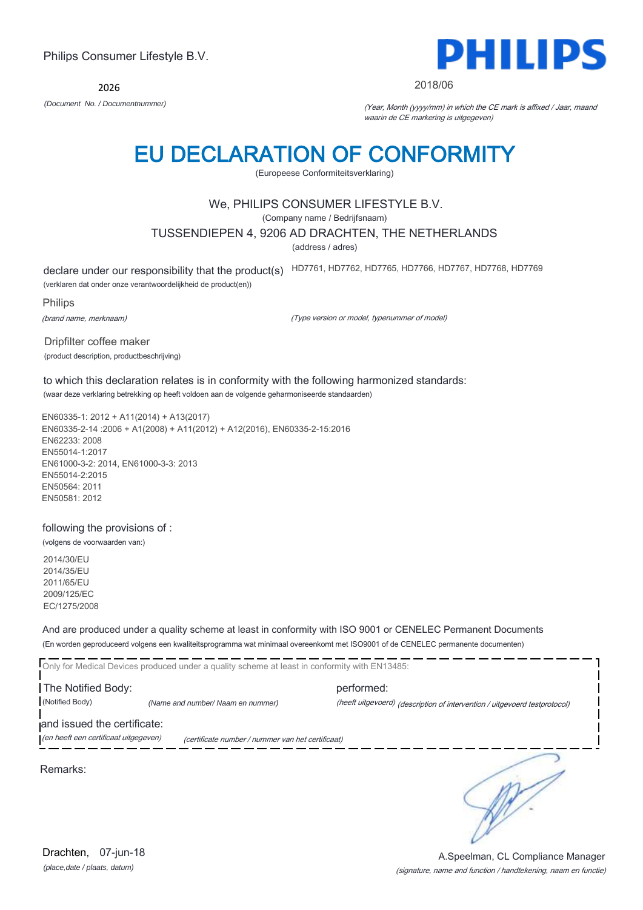Philips Consumer Lifestyle B.V.

2026

*(Document No. / Documentnummer)*

2018/06

*(Year, Month (yyyy/mm) in which the CE mark is affixed / Jaar, maand waarin de CE markering is uitgegeven)*

# EU DECLARATION OF CONFORMITY

(Europeese Conformiteitsverklaring)

We, PHILIPS CONSUMER LIFESTYLE B.V.

(Company name / Bedrijfsnaam)

TUSSENDIEPEN 4, 9206 AD DRACHTEN, THE NETHERLANDS

(address / adres)

declare under our responsibility that the product(s) HD7761, HD7762, HD7765, HD7766, HD7767, HD7768, HD7769

(verklaren dat onder onze verantwoordelijkheid de product(en))

Philips

*(brand name, merknaam)*

*(Type version or model, typenummer of model)*

Dripfilter coffee maker

(product description, productbeschrijving)

to which this declaration relates is in conformity with the following harmonized standards:

(waar deze verklaring betrekking op heeft voldoen aan de volgende geharmoniseerde standaarden)

EN60335-1: 2012 + A11(2014) + A13(2017)
EN60335-2-14 :2006 + A1(2008) + A11(2012) + A12(2016), EN60335-2-15:2016
EN62233: 2008
EN55014-1:2017
EN61000-3-2: 2014, EN61000-3-3: 2013
EN55014-2:2015
EN50564: 2011
EN50581: 2012

following the provisions of :

(volgens de voorwaarden van:)

2014/30/EU
2014/35/EU
2011/65/EU
2009/125/EC
EC/1275/2008

And are produced under a quality scheme at least in conformity with ISO 9001 or CENELEC Permanent Documents

(En worden geproduceerd volgens een kwaliteitsprogramma wat minimaal overeenkomt met ISO9001 of de CENELEC permanente documenten)

Only for Medical Devices produced under a quality scheme at least in conformity with EN13485:

The Notified Body: (Notified Body) *(Name and number/ Naam en nummer)*

performed: *(heeft uitgevoerd) (description of intervention / uitgevoerd testprotocol)*

and issued the certificate: *(en heeft een certificaat uitgegeven)* *(certificate number / nummer van het certificaat)*

Remarks:

Drachten, 07-jun-18

*(place,date / plaats, datum)*

A.Speelman, CL Compliance Manager

*(signature, name and function / handtekening, naam en functie)*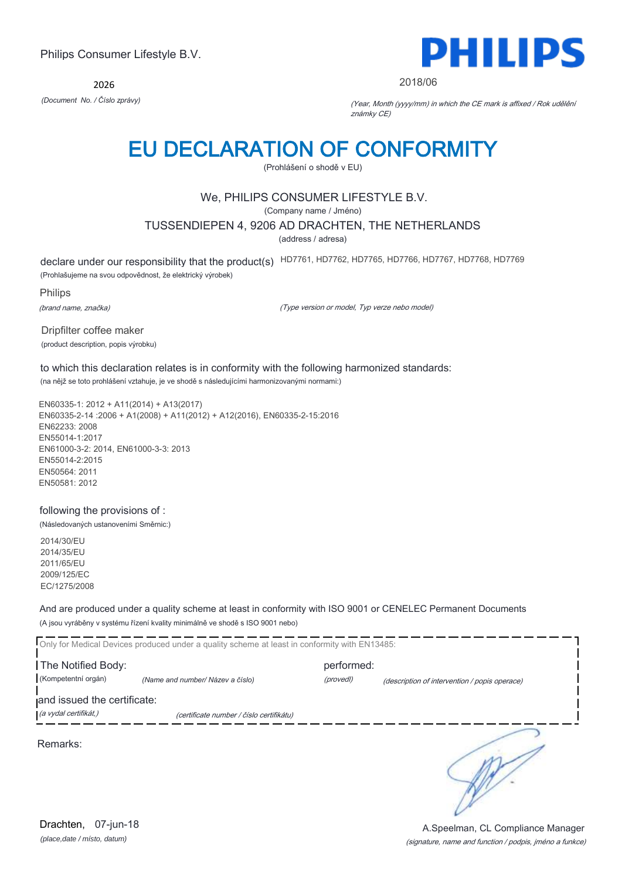Philips Consumer Lifestyle B.V.

2026

*(Document No. / Číslo zprávy)*

2018/06

*(Year, Month (yyyy/mm) in which the CE mark is affixed / Rok udělění známky CE)*

# EU DECLARATION OF CONFORMITY

(Prohlášení o shodě v EU)

We, PHILIPS CONSUMER LIFESTYLE B.V.

(Company name / Jméno)

TUSSENDIEPEN 4, 9206 AD DRACHTEN, THE NETHERLANDS

(address / adresa)

declare under our responsibility that the product(s) HD7761, HD7762, HD7765, HD7766, HD7767, HD7768, HD7769

(Prohlašujeme na svou odpovědnost, že elektrický výrobek)

Philips

*(brand name, značka)*

*(Type version or model, Typ verze nebo model)*

Dripfilter coffee maker

(product description, popis výrobku)

to which this declaration relates is in conformity with the following harmonized standards:

(na nějž se toto prohlášení vztahuje, je ve shodě s následujícími harmonizovanými normami:)

EN60335-1: 2012 + A11(2014) + A13(2017)
EN60335-2-14 :2006 + A1(2008) + A11(2012) + A12(2016), EN60335-2-15:2016
EN62233: 2008
EN55014-1:2017
EN61000-3-2: 2014, EN61000-3-3: 2013
EN55014-2:2015
EN50564: 2011
EN50581: 2012

following the provisions of :

(Následovaných ustanoveními Směrnic:)

2014/30/EU
2014/35/EU
2011/65/EU
2009/125/EC
EC/1275/2008

And are produced under a quality scheme at least in conformity with ISO 9001 or CENELEC Permanent Documents

(A jsou vyráběny v systému řízení kvality minimálně ve shodě s ISO 9001 nebo)

Only for Medical Devices produced under a quality scheme at least in conformity with EN13485:

The Notified Body: (Kompetentní orgán) *(Name and number/ Název a číslo)* performed: *(provedl)* *(description of intervention / popis operace)*

and issued the certificate: *(a vydal certifikát,)* *(certificate number / číslo certifikátu)*

Remarks:

Drachten, 07-jun-18

*(place,date / místo, datum)*

A.Speelman, CL Compliance Manager

*(signature, name and function / podpis, jméno a funkce)*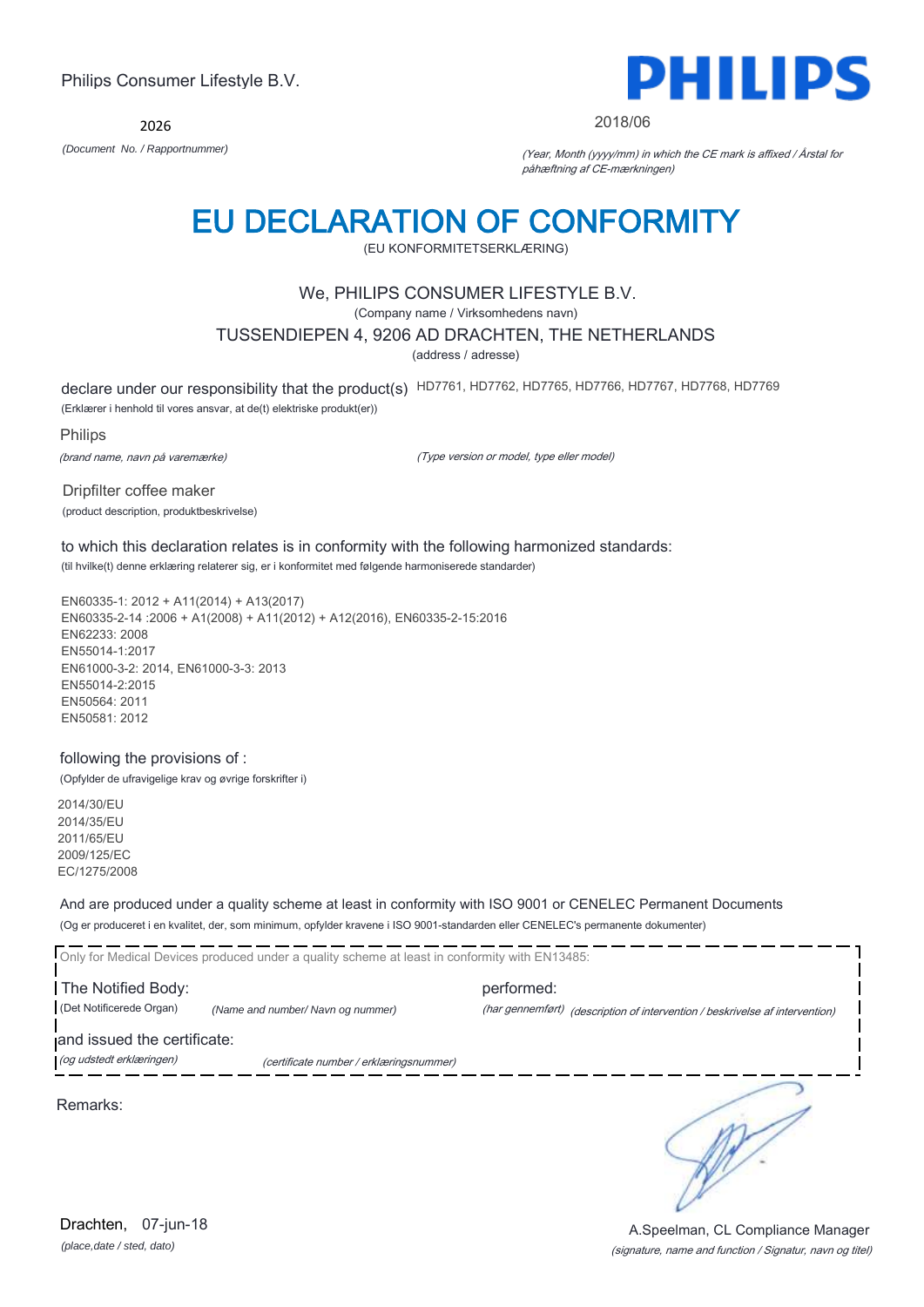Philips Consumer Lifestyle B.V.

2026

*(Document No. / Rapportnummer)*

**PHILIPS**

2018/06

*(Year, Month (yyyy/mm) in which the CE mark is affixed / Årstal for påhæftning af CE-mærkningen)*

# EU DECLARATION OF CONFORMITY

(EU KONFORMITETSERKLÆRING)

We, PHILIPS CONSUMER LIFESTYLE B.V.

(Company name / Virksomhedens navn)

TUSSENDIEPEN 4, 9206 AD DRACHTEN, THE NETHERLANDS

(address / adresse)

declare under our responsibility that the product(s) HD7761, HD7762, HD7765, HD7766, HD7767, HD7768, HD7769

(Erklærer i henhold til vores ansvar, at de(t) elektriske produkt(er))

Philips

*(brand name, navn på varemærke)*

*(Type version or model, type eller model)*

Dripfilter coffee maker

(product description, produktbeskrivelse)

to which this declaration relates is in conformity with the following harmonized standards:

(til hvilke(t) denne erklæring relaterer sig, er i konformitet med følgende harmoniserede standarder)

EN60335-1: 2012 + A11(2014) + A13(2017)
EN60335-2-14 :2006 + A1(2008) + A11(2012) + A12(2016), EN60335-2-15:2016
EN62233: 2008
EN55014-1:2017
EN61000-3-2: 2014, EN61000-3-3: 2013
EN55014-2:2015
EN50564: 2011
EN50581: 2012

following the provisions of :

(Opfylder de ufravigelige krav og øvrige forskrifter i)

2014/30/EU
2014/35/EU
2011/65/EU
2009/125/EC
EC/1275/2008

And are produced under a quality scheme at least in conformity with ISO 9001 or CENELEC Permanent Documents

(Og er produceret i en kvalitet, der, som minimum, opfylder kravene i ISO 9001-standarden eller CENELEC's permanente dokumenter)

Only for Medical Devices produced under a quality scheme at least in conformity with EN13485:

The Notified Body: performed:

(Det Notificerede Organ) *(Name and number/ Navn og nummer)* *(har gennemført)* *(description of intervention / beskrivelse af intervention)*

and issued the certificate:

*(og udstedt erklæringen)* *(certificate number / erklæringsnummer)*

Remarks:

Drachten, 07-jun-18

*(place,date / sted, dato)*

A.Speelman, CL Compliance Manager

*(signature, name and function / Signatur, navn og titel)*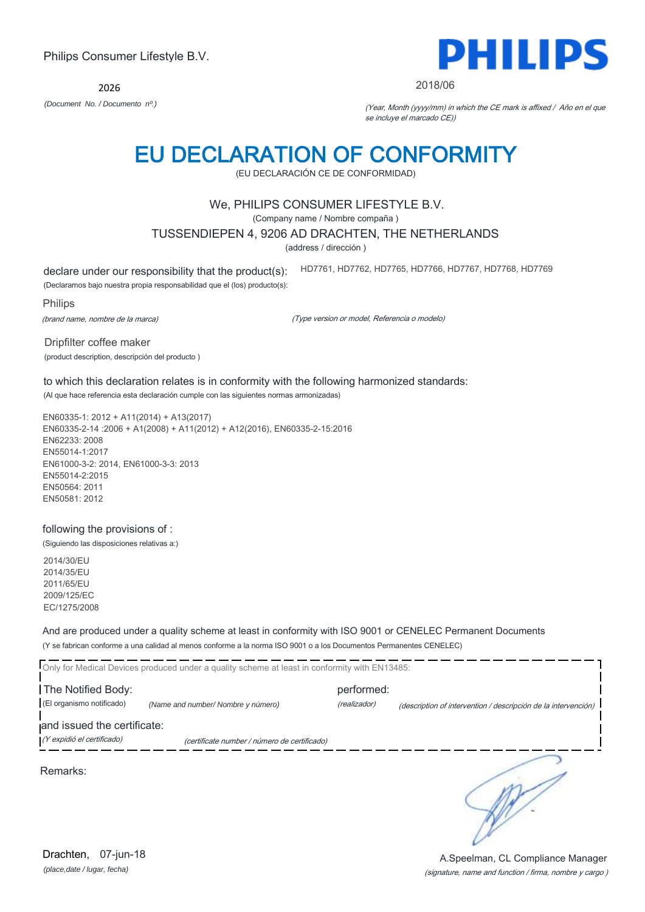Philips Consumer Lifestyle B.V.

2026

*(Document No. / Documento nº.)*

**PHILIPS**

2018/06

*(Year, Month (yyyy/mm) in which the CE mark is affixed / Año en el que se incluye el marcado CE))*

# EU DECLARATION OF CONFORMITY

(EU DECLARACIÓN CE DE CONFORMIDAD)

We, PHILIPS CONSUMER LIFESTYLE B.V.

(Company name / Nombre compaña )

TUSSENDIEPEN 4, 9206 AD DRACHTEN, THE NETHERLANDS

(address / dirección )

declare under our responsibility that the product(s): HD7761, HD7762, HD7765, HD7766, HD7767, HD7768, HD7769

(Declaramos bajo nuestra propia responsabilidad que el (los) producto(s):

Philips

*(brand name, nombre de la marca)*

*(Type version or model, Referencia o modelo)*

Dripfilter coffee maker

(product description, descripción del producto )

to which this declaration relates is in conformity with the following harmonized standards:

(Al que hace referencia esta declaración cumple con las siguientes normas armonizadas)

EN60335-1: 2012 + A11(2014) + A13(2017)
EN60335-2-14 :2006 + A1(2008) + A11(2012) + A12(2016), EN60335-2-15:2016
EN62233: 2008
EN55014-1:2017
EN61000-3-2: 2014, EN61000-3-3: 2013
EN55014-2:2015
EN50564: 2011
EN50581: 2012

following the provisions of :

(Siguiendo las disposiciones relativas a:)

2014/30/EU
2014/35/EU
2011/65/EU
2009/125/EC
EC/1275/2008

And are produced under a quality scheme at least in conformity with ISO 9001 or CENELEC Permanent Documents

(Y se fabrican conforme a una calidad al menos conforme a la norma ISO 9001 o a los Documentos Permanentes CENELEC)

Only for Medical Devices produced under a quality scheme at least in conformity with EN13485:

The Notified Body: performed:

(El organismo notificado) *(Name and number/ Nombre y número)* *(realizador)* *(description of intervention / descripción de la intervención)*

and issued the certificate:

*(Y expidió el certificado)* *(certificate number / número de certificado)*

Remarks:

Drachten, 07-jun-18

*(place,date / lugar, fecha)*

A.Speelman, CL Compliance Manager

*(signature, name and function / firma, nombre y cargo )*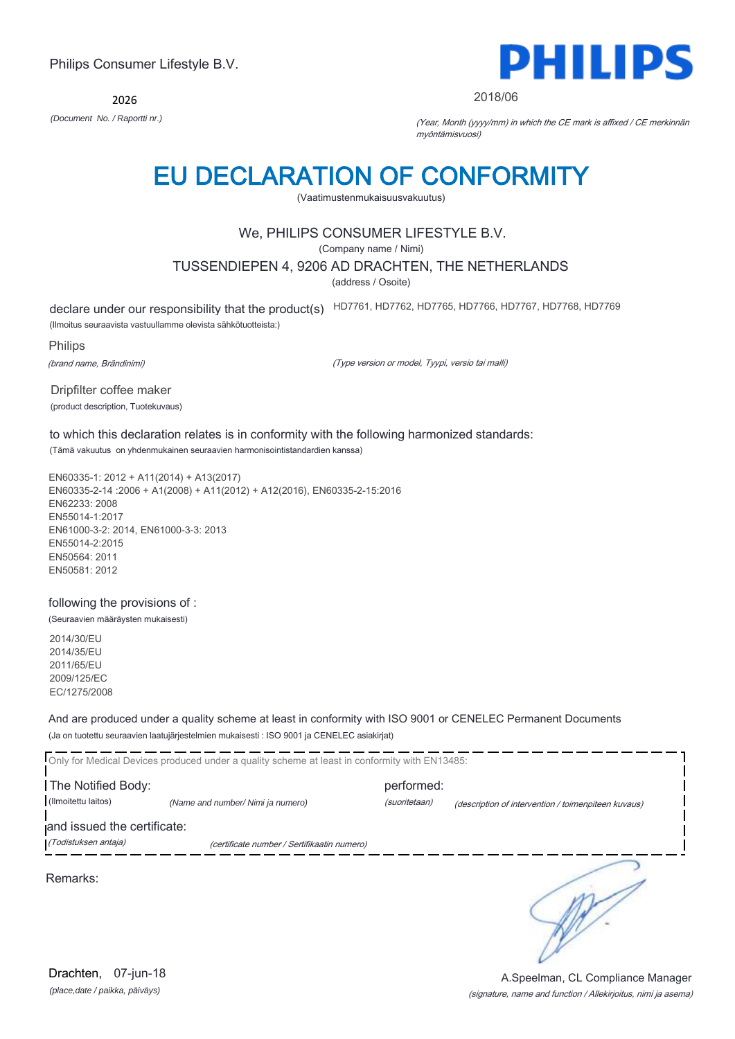Philips Consumer Lifestyle B.V.

**PHILIPS**

2026

*(Document No. / Raportti nr.)*

2018/06

*(Year, Month (yyyy/mm) in which the CE mark is affixed / CE merkinnän myöntämisvuosi)*

# EU DECLARATION OF CONFORMITY

(Vaatimustenmukaisuusvakuutus)

We, PHILIPS CONSUMER LIFESTYLE B.V.

(Company name / Nimi)

TUSSENDIEPEN 4, 9206 AD DRACHTEN, THE NETHERLANDS

(address / Osoite)

declare under our responsibility that the product(s) HD7761, HD7762, HD7765, HD7766, HD7767, HD7768, HD7769

(Ilmoitus seuraavista vastuullamme olevista sähkötuotteista:)

Philips

*(brand name, Brändinimi)*

*(Type version or model, Tyypi, versio tai malli)*

Dripfilter coffee maker

(product description, Tuotekuvaus)

to which this declaration relates is in conformity with the following harmonized standards:

(Tämä vakuutus on yhdenmukainen seuraavien harmonisointistandardien kanssa)

EN60335-1: 2012 + A11(2014) + A13(2017)
EN60335-2-14 :2006 + A1(2008) + A11(2012) + A12(2016), EN60335-2-15:2016
EN62233: 2008
EN55014-1:2017
EN61000-3-2: 2014, EN61000-3-3: 2013
EN55014-2:2015
EN50564: 2011
EN50581: 2012

following the provisions of :

(Seuraavien määräysten mukaisesti)

2014/30/EU
2014/35/EU
2011/65/EU
2009/125/EC
EC/1275/2008

And are produced under a quality scheme at least in conformity with ISO 9001 or CENELEC Permanent Documents

(Ja on tuotettu seuraavien laatujärjestelmien mukaisesti : ISO 9001 ja CENELEC asiakirjat)

Only for Medical Devices produced under a quality scheme at least in conformity with EN13485:

The Notified Body: performed:

(Ilmoitettu laitos) *(Name and number/ Nimi ja numero)* *(suoritetaan)* *(description of intervention / toimenpiteen kuvaus)*

and issued the certificate:

*(Todistuksen antaja)* *(certificate number / Sertifikaatin numero)*

Remarks:

Drachten, 07-jun-18

*(place,date / paikka, päiväys)*

A.Speelman, CL Compliance Manager

*(signature, name and function / Allekirjoitus, nimi ja asema)*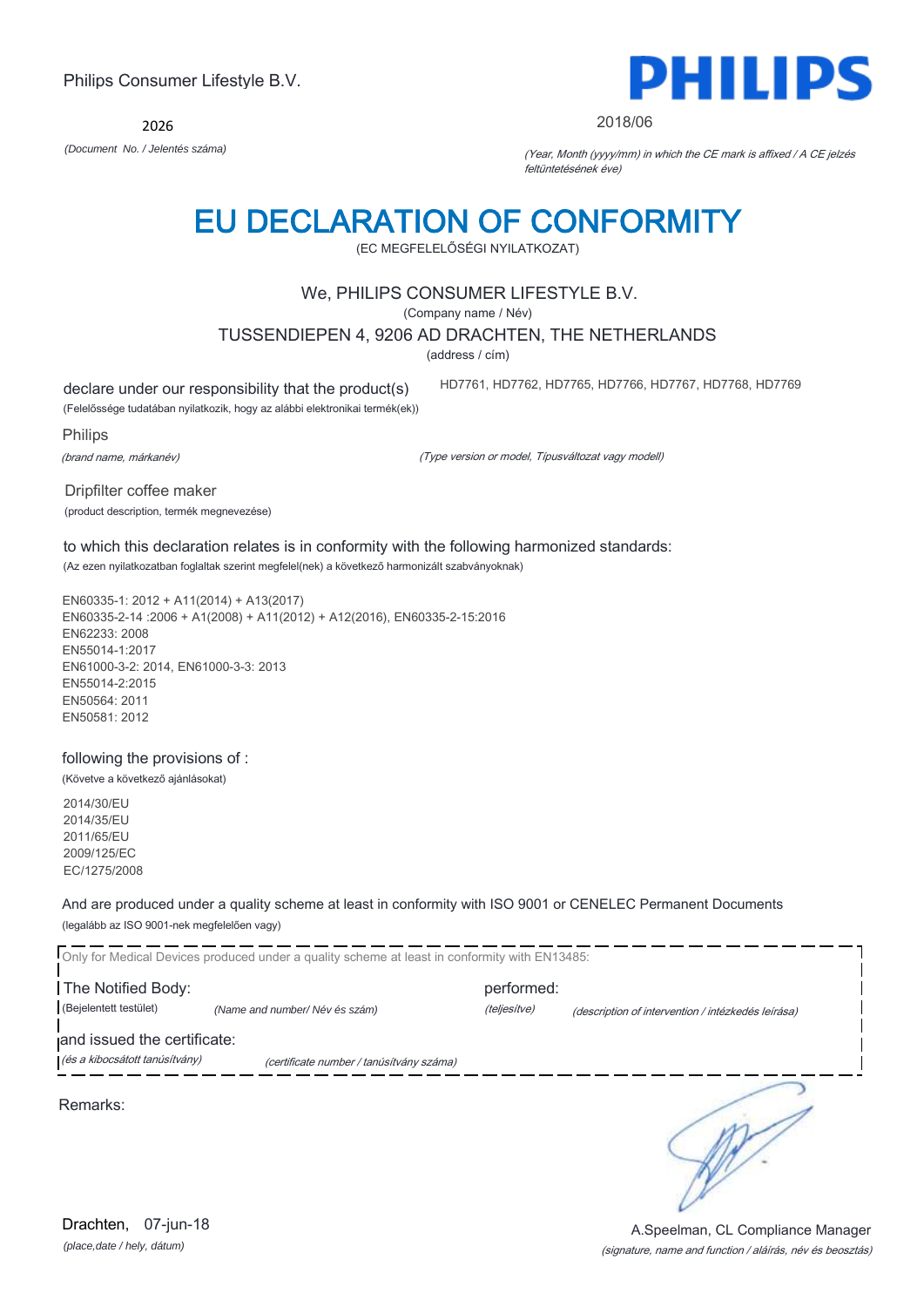Philips Consumer Lifestyle B.V.

**PHILIPS**

2026

*(Document No. / Jelentés száma)*

2018/06

*(Year, Month (yyyy/mm) in which the CE mark is affixed / A CE jelzés feltüntetésének éve)*

# EU DECLARATION OF CONFORMITY

(EC MEGFELELŐSÉGI NYILATKOZAT)

We, PHILIPS CONSUMER LIFESTYLE B.V.

(Company name / Név)

TUSSENDIEPEN 4, 9206 AD DRACHTEN, THE NETHERLANDS

(address / cím)

declare under our responsibility that the product(s)

(Felelőssége tudatában nyilatkozik, hogy az alábbi elektronikai termék(ek))

HD7761, HD7762, HD7765, HD7766, HD7767, HD7768, HD7769

Philips

*(brand name, márkanév)*

*(Type version or model, Típusváltozat vagy modell)*

Dripfilter coffee maker

(product description, termék megnevezése)

to which this declaration relates is in conformity with the following harmonized standards:

(Az ezen nyilatkozatban foglaltak szerint megfelel(nek) a következő harmonizált szabványoknak)

EN60335-1: 2012 + A11(2014) + A13(2017)
EN60335-2-14 :2006 + A1(2008) + A11(2012) + A12(2016), EN60335-2-15:2016
EN62233: 2008
EN55014-1:2017
EN61000-3-2: 2014, EN61000-3-3: 2013
EN55014-2:2015
EN50564: 2011
EN50581: 2012

following the provisions of :

(Követve a következő ajánlásokat)

2014/30/EU
2014/35/EU
2011/65/EU
2009/125/EC
EC/1275/2008

And are produced under a quality scheme at least in conformity with ISO 9001 or CENELEC Permanent Documents

(legalább az ISO 9001-nek megfelelően vagy)

Only for Medical Devices produced under a quality scheme at least in conformity with EN13485:

The Notified Body: (Bejelentett testület) *(Name and number/ Név és szám)*

performed: *(teljesítve)* *(description of intervention / intézkedés leírása)*

and issued the certificate: *(és a kibocsátott tanúsítvány)* *(certificate number / tanúsítvány száma)*

Remarks:

Drachten, 07-jun-18

*(place,date / hely, dátum)*

A.Speelman, CL Compliance Manager

*(signature, name and function / aláírás, név és beosztás)*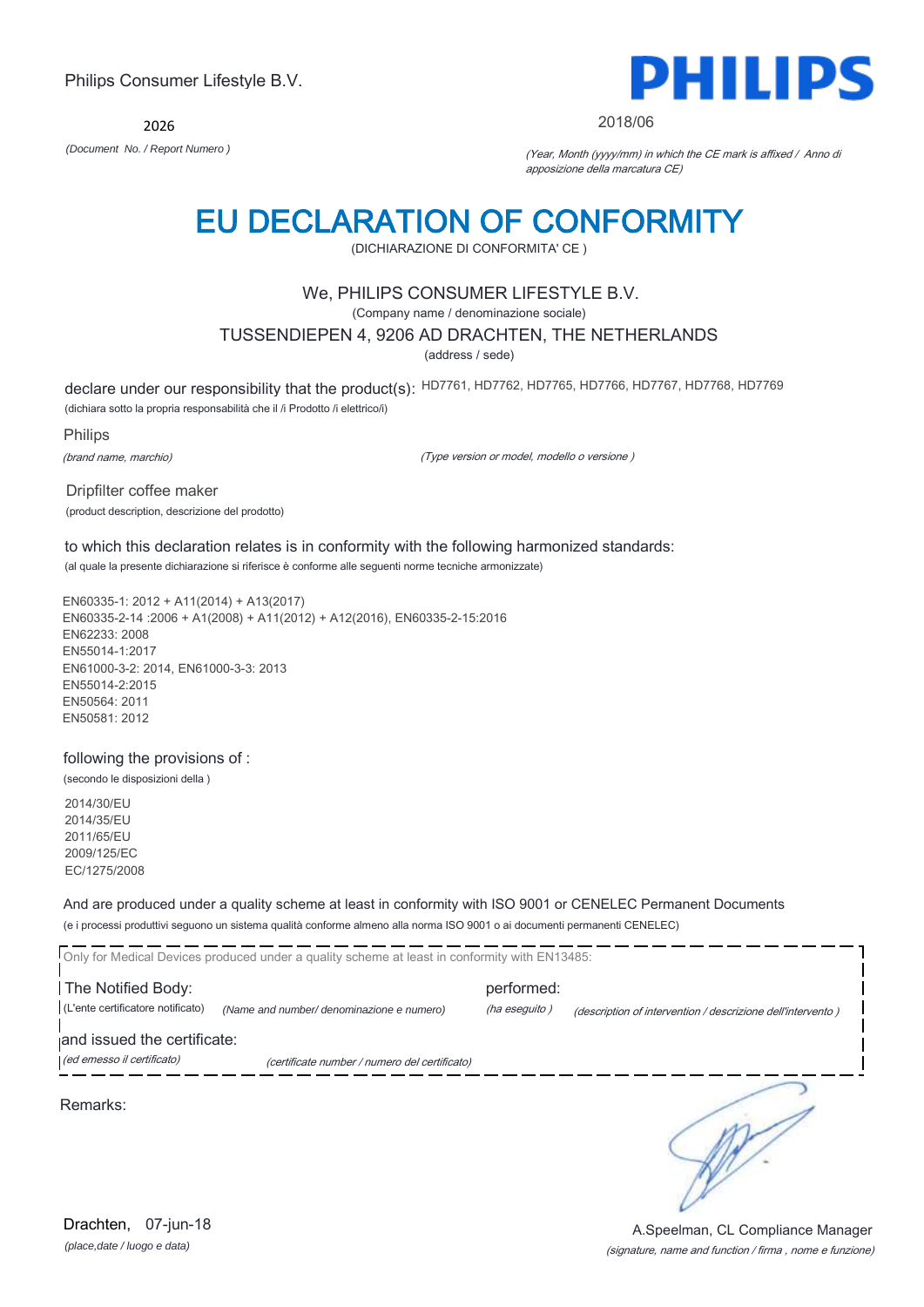Philips Consumer Lifestyle B.V.

**PHILIPS**

2026

*(Document No. / Report Numero )*

2018/06

*(Year, Month (yyyy/mm) in which the CE mark is affixed / Anno di apposizione della marcatura CE)*

# EU DECLARATION OF CONFORMITY

(DICHIARAZIONE DI CONFORMITA' CE )

We, PHILIPS CONSUMER LIFESTYLE B.V.

(Company name / denominazione sociale)

TUSSENDIEPEN 4, 9206 AD DRACHTEN, THE NETHERLANDS

(address / sede)

declare under our responsibility that the product(s): HD7761, HD7762, HD7765, HD7766, HD7767, HD7768, HD7769

(dichiara sotto la propria responsabilità che il /i Prodotto /i elettrico/i)

Philips

*(brand name, marchio)*

*(Type version or model, modello o versione )*

Dripfilter coffee maker

(product description, descrizione del prodotto)

to which this declaration relates is in conformity with the following harmonized standards:

(al quale la presente dichiarazione si riferisce è conforme alle seguenti norme tecniche armonizzate)

EN60335-1: 2012 + A11(2014) + A13(2017)
EN60335-2-14 :2006 + A1(2008) + A11(2012) + A12(2016), EN60335-2-15:2016
EN62233: 2008
EN55014-1:2017
EN61000-3-2: 2014, EN61000-3-3: 2013
EN55014-2:2015
EN50564: 2011
EN50581: 2012

following the provisions of :

(secondo le disposizioni della )

2014/30/EU
2014/35/EU
2011/65/EU
2009/125/EC
EC/1275/2008

And are produced under a quality scheme at least in conformity with ISO 9001 or CENELEC Permanent Documents

(e i processi produttivi seguono un sistema qualità conforme almeno alla norma ISO 9001 o ai documenti permanenti CENELEC)

Only for Medical Devices produced under a quality scheme at least in conformity with EN13485:

The Notified Body: performed:

(L'ente certificatore notificato) *(Name and number/ denominazione e numero)* *(ha eseguito )* *(description of intervention / descrizione dell'intervento )*

and issued the certificate:

*(ed emesso il certificato)* *(certificate number / numero del certificato)*

Remarks:

Drachten, 07-jun-18

*(place,date / luogo e data)*

A.Speelman, CL Compliance Manager

*(signature, name and function / firma , nome e funzione)*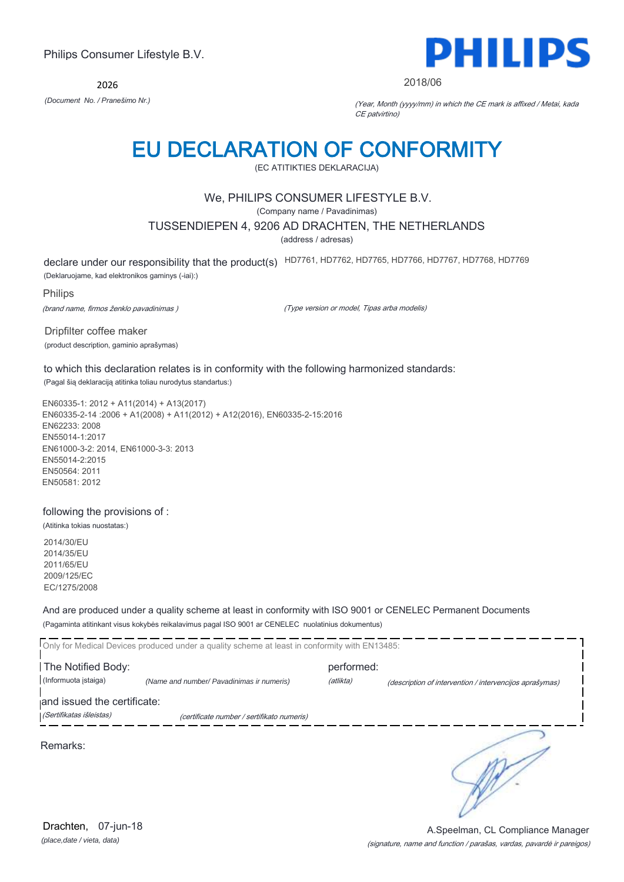Philips Consumer Lifestyle B.V.

2026

*(Document No. / Pranešimo Nr.)*

2018/06

*(Year, Month (yyyy/mm) in which the CE mark is affixed / Metai, kada CE patvirtino)*

# EU DECLARATION OF CONFORMITY

(EC ATITIKTIES DEKLARACIJA)

We, PHILIPS CONSUMER LIFESTYLE B.V.

(Company name / Pavadinimas)

TUSSENDIEPEN 4, 9206 AD DRACHTEN, THE NETHERLANDS

(address / adresas)

declare under our responsibility that the product(s) HD7761, HD7762, HD7765, HD7766, HD7767, HD7768, HD7769

(Deklaruojame, kad elektronikos gaminys (-iai):)

Philips

*(brand name, firmos ženklo pavadinimas )* *(Type version or model, Tipas arba modelis)*

Dripfilter coffee maker

(product description, gaminio aprašymas)

to which this declaration relates is in conformity with the following harmonized standards:

(Pagal šią deklaraciją atitinka toliau nurodytus standartus:)

EN60335-1: 2012 + A11(2014) + A13(2017)
EN60335-2-14 :2006 + A1(2008) + A11(2012) + A12(2016), EN60335-2-15:2016
EN62233: 2008
EN55014-1:2017
EN61000-3-2: 2014, EN61000-3-3: 2013
EN55014-2:2015
EN50564: 2011
EN50581: 2012

following the provisions of :

(Atitinka tokias nuostatas:)

2014/30/EU
2014/35/EU
2011/65/EU
2009/125/EC
EC/1275/2008

And are produced under a quality scheme at least in conformity with ISO 9001 or CENELEC Permanent Documents

(Pagaminta atitinkant visus kokybės reikalavimus pagal ISO 9001 ar CENELEC nuolatinius dokumentus)

Only for Medical Devices produced under a quality scheme at least in conformity with EN13485:

The Notified Body: performed:

(Informuota įstaiga) *(Name and number/ Pavadinimas ir numeris)* *(atlikta)* *(description of intervention / intervencijos aprašymas)*

and issued the certificate:

*(Sertifikatas išleistas)* *(certificate number / sertifikato numeris)*

Remarks:

Drachten, 07-jun-18

*(place,date / vieta, data)*

A.Speelman, CL Compliance Manager

*(signature, name and function / parašas, vardas, pavardė ir pareigos)*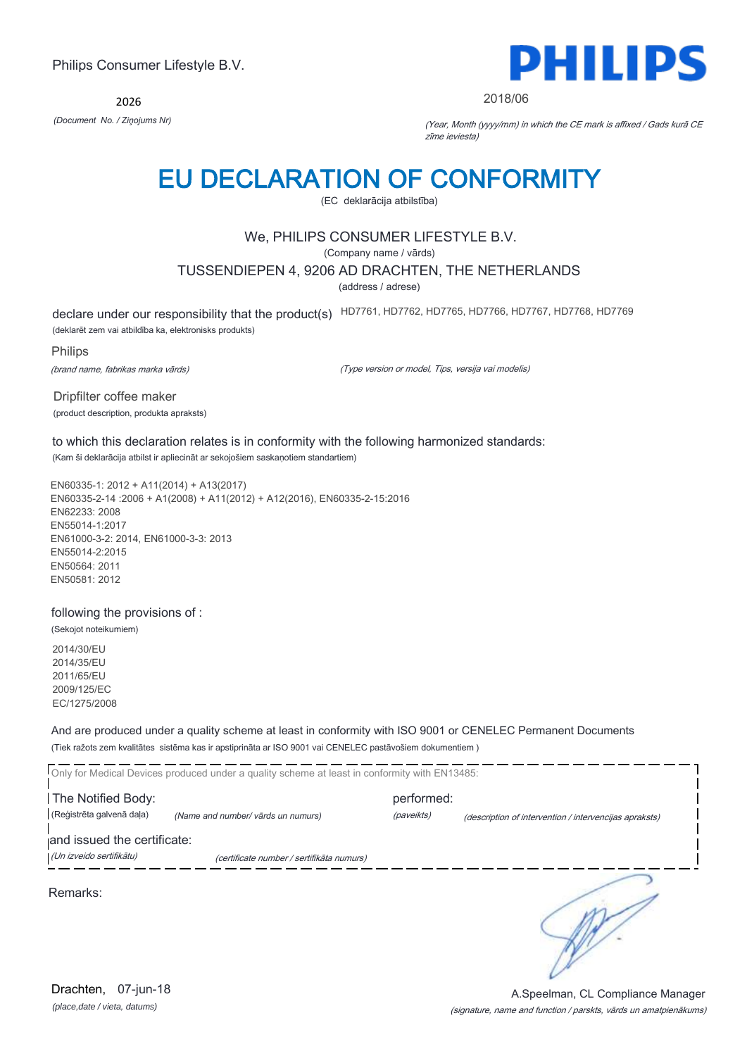Philips Consumer Lifestyle B.V.

2026

*(Document No. / Ziņojums Nr)*

**PHILIPS**

2018/06

*(Year, Month (yyyy/mm) in which the CE mark is affixed / Gads kurā CE zīme ieviesta)*

# EU DECLARATION OF CONFORMITY

(EC deklarācija atbilstība)

We, PHILIPS CONSUMER LIFESTYLE B.V.

(Company name / vārds)

TUSSENDIEPEN 4, 9206 AD DRACHTEN, THE NETHERLANDS

(address / adrese)

declare under our responsibility that the product(s) HD7761, HD7762, HD7765, HD7766, HD7767, HD7768, HD7769

(deklarēt zem vai atbildība ka, elektronisks produkts)

Philips

*(brand name, fabrikas marka vārds)*

*(Type version or model, Tips, versija vai modelis)*

Dripfilter coffee maker

(product description, produkta apraksts)

to which this declaration relates is in conformity with the following harmonized standards:

(Kam šī deklarācija atbilst ir apliecināt ar sekojošiem saskaņotiem standartiem)

EN60335-1: 2012 + A11(2014) + A13(2017)
EN60335-2-14 :2006 + A1(2008) + A11(2012) + A12(2016), EN60335-2-15:2016
EN62233: 2008
EN55014-1:2017
EN61000-3-2: 2014, EN61000-3-3: 2013
EN55014-2:2015
EN50564: 2011
EN50581: 2012

following the provisions of :

(Sekojot noteikumiem)

2014/30/EU
2014/35/EU
2011/65/EU
2009/125/EC
EC/1275/2008

And are produced under a quality scheme at least in conformity with ISO 9001 or CENELEC Permanent Documents

(Tiek ražots zem kvalitātes sistēma kas ir apstiprināta ar ISO 9001 vai CENELEC pastāvošiem dokumentiem )

Only for Medical Devices produced under a quality scheme at least in conformity with EN13485:

The Notified Body:
(Reģistrēta galvenā daļa) *(Name and number/ vārds un numurs)*

performed:
*(paveikts)* *(description of intervention / intervencijas apraksts)*

and issued the certificate:
*(Un izveido sertifikātu)* *(certificate number / sertifikāta numurs)*

Remarks:

Drachten, 07-jun-18

*(place,date / vieta, datums)*

A.Speelman, CL Compliance Manager

*(signature, name and function / parksts, vārds un amatpienākums)*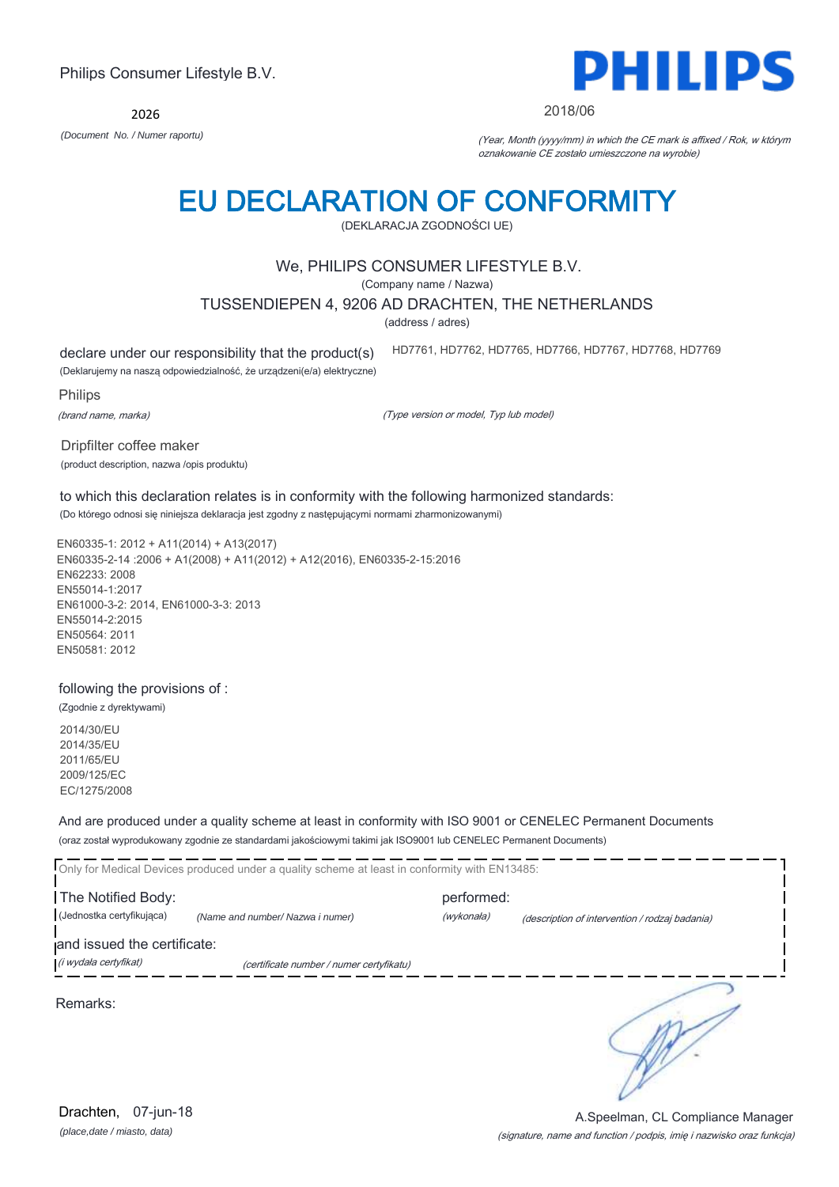Philips Consumer Lifestyle B.V.

**PHILIPS**

2026

*(Document No. / Numer raportu)*

2018/06

*(Year, Month (yyyy/mm) in which the CE mark is affixed / Rok, w którym oznakowanie CE zostało umieszczone na wyrobie)*

# EU DECLARATION OF CONFORMITY

(DEKLARACJA ZGODNOŚCI UE)

We, PHILIPS CONSUMER LIFESTYLE B.V.

(Company name / Nazwa)

TUSSENDIEPEN 4, 9206 AD DRACHTEN, THE NETHERLANDS

(address / adres)

declare under our responsibility that the product(s) HD7761, HD7762, HD7765, HD7766, HD7767, HD7768, HD7769

(Deklarujemy na naszą odpowiedzialność, że urządzeni(e/a) elektryczne)

Philips

*(brand name, marka)*

*(Type version or model, Typ lub model)*

Dripfilter coffee maker

(product description, nazwa /opis produktu)

to which this declaration relates is in conformity with the following harmonized standards:

(Do którego odnosi się niniejsza deklaracja jest zgodny z następującymi normami zharmonizowanymi)

EN60335-1: 2012 + A11(2014) + A13(2017)
EN60335-2-14 :2006 + A1(2008) + A11(2012) + A12(2016), EN60335-2-15:2016
EN62233: 2008
EN55014-1:2017
EN61000-3-2: 2014, EN61000-3-3: 2013
EN55014-2:2015
EN50564: 2011
EN50581: 2012

following the provisions of :

(Zgodnie z dyrektywami)

2014/30/EU
2014/35/EU
2011/65/EU
2009/125/EC
EC/1275/2008

And are produced under a quality scheme at least in conformity with ISO 9001 or CENELEC Permanent Documents

(oraz został wyprodukowany zgodnie ze standardami jakościowymi takimi jak ISO9001 lub CENELEC Permanent Documents)

Only for Medical Devices produced under a quality scheme at least in conformity with EN13485:

The Notified Body: performed:

(Jednostka certyfikująca) *(Name and number/ Nazwa i numer)* *(wykonała)* *(description of intervention / rodzaj badania)*

and issued the certificate:

*(i wydała certyfikat)* *(certificate number / numer certyfikatu)*

Remarks:

Drachten, 07-jun-18

*(place,date / miasto, data)*

A.Speelman, CL Compliance Manager

*(signature, name and function / podpis, imię i nazwisko oraz funkcja)*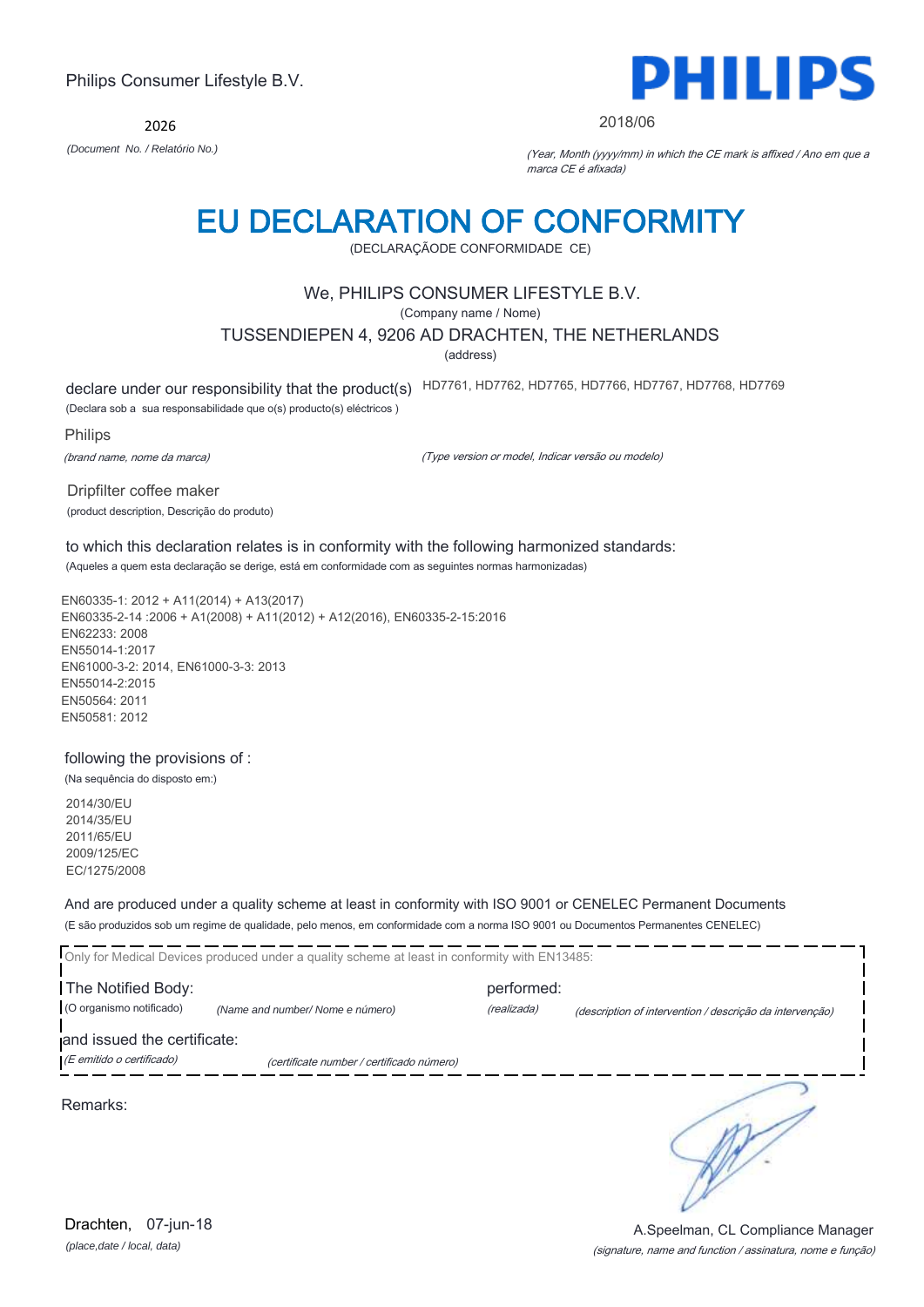Philips Consumer Lifestyle B.V.

2026

*(Document No. / Relatório No.)*

2018/06

*(Year, Month (yyyy/mm) in which the CE mark is affixed / Ano em que a marca CE é afixada)*

# EU DECLARATION OF CONFORMITY

(DECLARAÇÃODE CONFORMIDADE CE)

We, PHILIPS CONSUMER LIFESTYLE B.V.

(Company name / Nome)

TUSSENDIEPEN 4, 9206 AD DRACHTEN, THE NETHERLANDS

(address)

declare under our responsibility that the product(s) HD7761, HD7762, HD7765, HD7766, HD7767, HD7768, HD7769

(Declara sob a sua responsabilidade que o(s) producto(s) eléctricos )

Philips

*(brand name, nome da marca)*

*(Type version or model, Indicar versão ou modelo)*

Dripfilter coffee maker

(product description, Descrição do produto)

to which this declaration relates is in conformity with the following harmonized standards:

(Aqueles a quem esta declaração se derige, está em conformidade com as seguintes normas harmonizadas)

EN60335-1: 2012 + A11(2014) + A13(2017)
EN60335-2-14 :2006 + A1(2008) + A11(2012) + A12(2016), EN60335-2-15:2016
EN62233: 2008
EN55014-1:2017
EN61000-3-2: 2014, EN61000-3-3: 2013
EN55014-2:2015
EN50564: 2011
EN50581: 2012

following the provisions of :

(Na sequência do disposto em:)

2014/30/EU
2014/35/EU
2011/65/EU
2009/125/EC
EC/1275/2008

And are produced under a quality scheme at least in conformity with ISO 9001 or CENELEC Permanent Documents

(E são produzidos sob um regime de qualidade, pelo menos, em conformidade com a norma ISO 9001 ou Documentos Permanentes CENELEC)

Only for Medical Devices produced under a quality scheme at least in conformity with EN13485:

The Notified Body: (O organismo notificado) *(Name and number/ Nome e número)*

performed: *(realizada)* *(description of intervention / descrição da intervenção)*

and issued the certificate: *(E emitido o certificado)* *(certificate number / certificado número)*

Remarks:

Drachten, 07-jun-18

*(place,date / local, data)*

A.Speelman, CL Compliance Manager

*(signature, name and function / assinatura, nome e função)*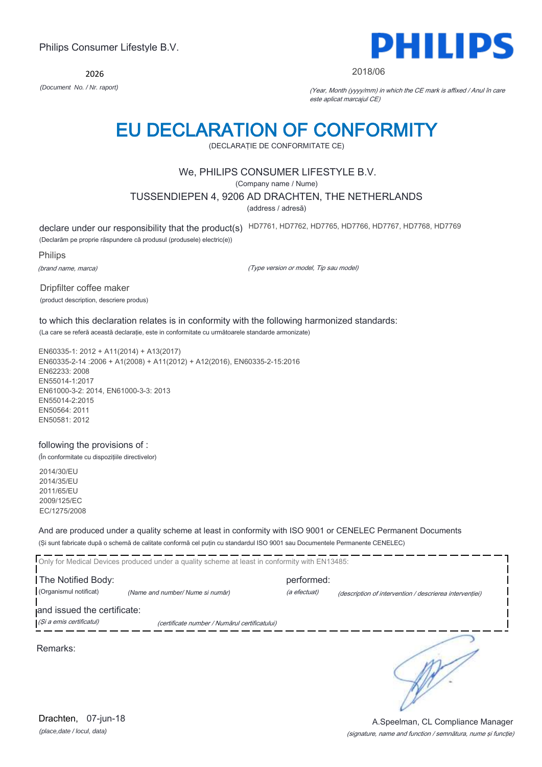Philips Consumer Lifestyle B.V.

2026

*(Document No. / Nr. raport)*

PHILIPS

2018/06

*(Year, Month (yyyy/mm) in which the CE mark is affixed / Anul în care este aplicat marcajul CE)*

# EU DECLARATION OF CONFORMITY

(DECLARAȚIE DE CONFORMITATE CE)

We, PHILIPS CONSUMER LIFESTYLE B.V.

(Company name / Nume)

TUSSENDIEPEN 4, 9206 AD DRACHTEN, THE NETHERLANDS

(address / adresă)

declare under our responsibility that the product(s) HD7761, HD7762, HD7765, HD7766, HD7767, HD7768, HD7769

(Declarăm pe proprie răspundere că produsul (produsele) electric(e))

Philips

*(brand name, marca)*

*(Type version or model, Tip sau model)*

Dripfilter coffee maker

(product description, descriere produs)

to which this declaration relates is in conformity with the following harmonized standards:

(La care se referă această declarație, este in conformitate cu următoarele standarde armonizate)

EN60335-1: 2012 + A11(2014) + A13(2017)
EN60335-2-14 :2006 + A1(2008) + A11(2012) + A12(2016), EN60335-2-15:2016
EN62233: 2008
EN55014-1:2017
EN61000-3-2: 2014, EN61000-3-3: 2013
EN55014-2:2015
EN50564: 2011
EN50581: 2012

following the provisions of :

(În conformitate cu dispozițiile directivelor)

2014/30/EU
2014/35/EU
2011/65/EU
2009/125/EC
EC/1275/2008

And are produced under a quality scheme at least in conformity with ISO 9001 or CENELEC Permanent Documents

(Și sunt fabricate după o schemă de calitate conformă cel puțin cu standardul ISO 9001 sau Documentele Permanente CENELEC)

Only for Medical Devices produced under a quality scheme at least in conformity with EN13485:

The Notified Body: performed:

(Organismul notificat) *(Name and number/ Nume si număr)* *(a efectuat)* *(description of intervention / descrierea intervenției)*

and issued the certificate:

*(Și a emis certificatul)* *(certificate number / Numărul certificatului)*

Remarks:

Drachten, 07-jun-18

*(place,date / locul, data)*

A.Speelman, CL Compliance Manager

*(signature, name and function / semnătura, nume și funcție)*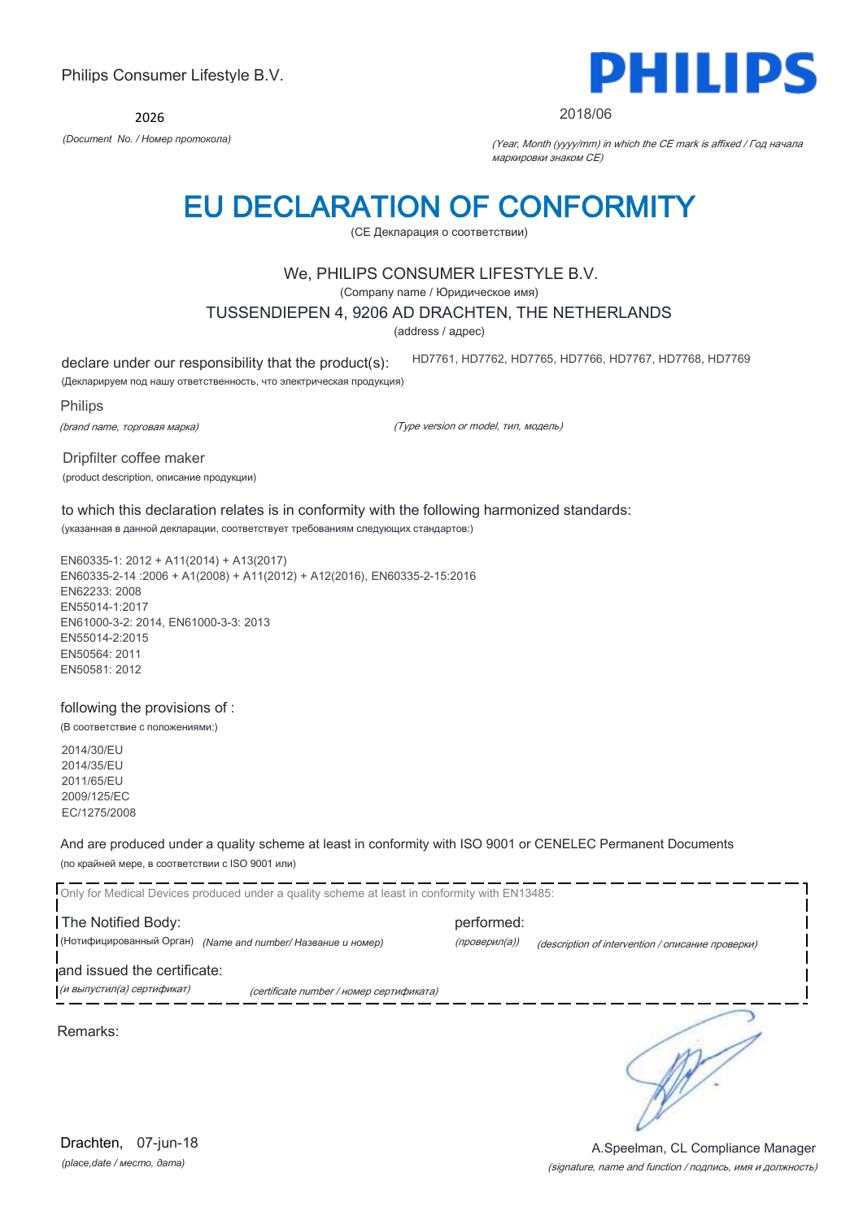Philips Consumer Lifestyle B.V.

**PHILIPS**

2026

*(Document No. / Номер протокола)*

2018/06

*(Year, Month (yyyy/mm) in which the CE mark is affixed / Год начала маркировки знаком CE)*

# EU DECLARATION OF CONFORMITY

(CE Декларация о соответствии)

We, PHILIPS CONSUMER LIFESTYLE B.V.

(Company name / Юридическое имя)

TUSSENDIEPEN 4, 9206 AD DRACHTEN, THE NETHERLANDS

(address / адрес)

declare under our responsibility that the product(s): HD7761, HD7762, HD7765, HD7766, HD7767, HD7768, HD7769

(Декларируем под нашу ответственность, что электрическая продукция)

Philips

*(brand name, торговая марка)* *(Type version or model, тип, модель)*

Dripfilter coffee maker

(product description, описание продукции)

to which this declaration relates is in conformity with the following harmonized standards:

(указанная в данной декларации, соответствует требованиям следующих стандартов:)

EN60335-1: 2012 + A11(2014) + A13(2017)
EN60335-2-14 :2006 + A1(2008) + A11(2012) + A12(2016), EN60335-2-15:2016
EN62233: 2008
EN55014-1:2017
EN61000-3-2: 2014, EN61000-3-3: 2013
EN55014-2:2015
EN50564: 2011
EN50581: 2012

following the provisions of :

(В соответствие с положениями:)

2014/30/EU
2014/35/EU
2011/65/EU
2009/125/EC
EC/1275/2008

And are produced under a quality scheme at least in conformity with ISO 9001 or CENELEC Permanent Documents

(по крайней мере, в соответствии с ISO 9001 или)

Only for Medical Devices produced under a quality scheme at least in conformity with EN13485:

The Notified Body: performed:

(Нотифицированный Орган) *(Name and number/ Название и номер)* *(проверил(а))* *(description of intervention / описание проверки)*

and issued the certificate:

*(и выпустил(а) сертификат)* *(certificate number / номер сертификата)*

Remarks:

Drachten, 07-jun-18

*(place,date / место, дата)*

A.Speelman, CL Compliance Manager

*(signature, name and function / подпись, имя и должность)*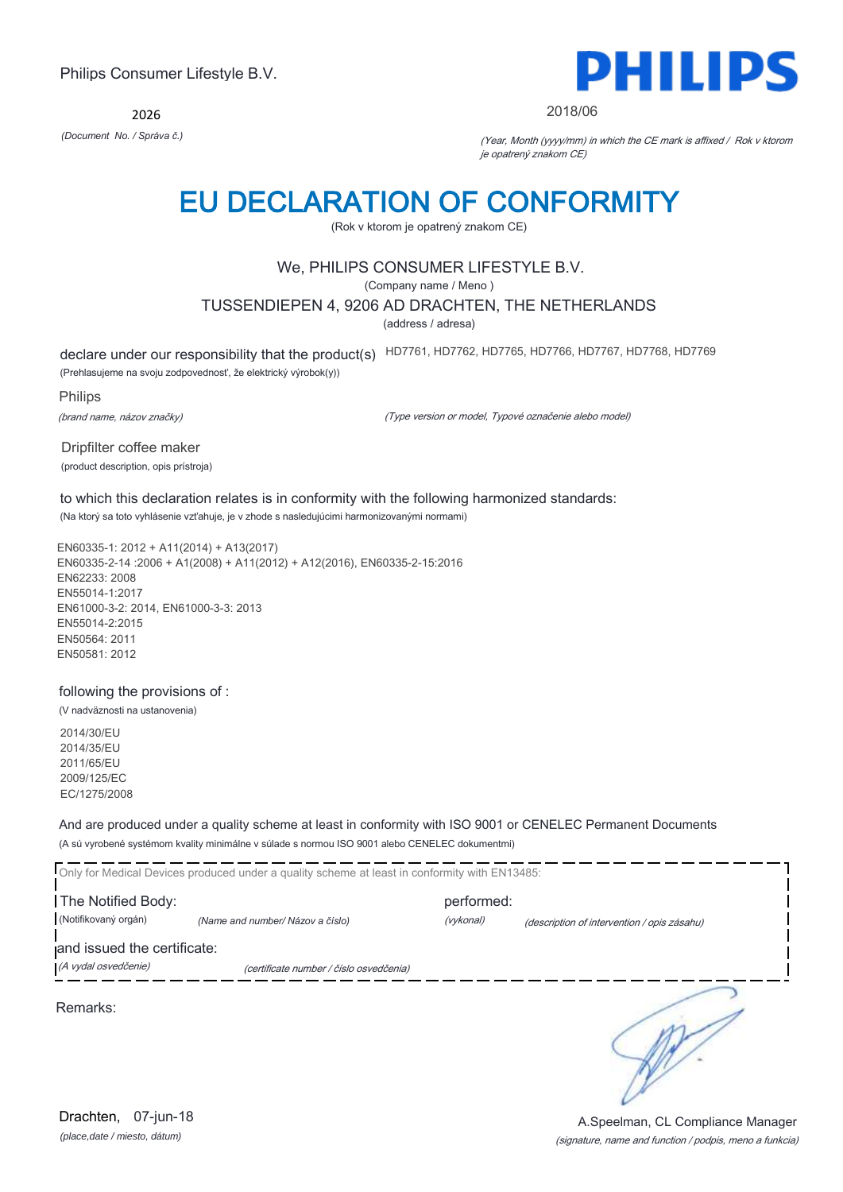Philips Consumer Lifestyle B.V.

**PHILIPS**

2026

*(Document No. / Správa č.)*

2018/06

*(Year, Month (yyyy/mm) in which the CE mark is affixed / Rok v ktorom je opatrený znakom CE)*

# EU DECLARATION OF CONFORMITY

(Rok v ktorom je opatrený znakom CE)

We, PHILIPS CONSUMER LIFESTYLE B.V.

(Company name / Meno )

TUSSENDIEPEN 4, 9206 AD DRACHTEN, THE NETHERLANDS

(address / adresa)

declare under our responsibility that the product(s) HD7761, HD7762, HD7765, HD7766, HD7767, HD7768, HD7769

(Prehlasujeme na svoju zodpovednosť, že elektrický výrobok(y))

Philips

*(brand name, názov značky)*

*(Type version or model, Typové označenie alebo model)*

Dripfilter coffee maker

(product description, opis prístroja)

to which this declaration relates is in conformity with the following harmonized standards:

(Na ktorý sa toto vyhlásenie vzťahuje, je v zhode s nasledujúcimi harmonizovanými normami)

EN60335-1: 2012 + A11(2014) + A13(2017)
EN60335-2-14 :2006 + A1(2008) + A11(2012) + A12(2016), EN60335-2-15:2016
EN62233: 2008
EN55014-1:2017
EN61000-3-2: 2014, EN61000-3-3: 2013
EN55014-2:2015
EN50564: 2011
EN50581: 2012

following the provisions of :

(V nadväznosti na ustanovenia)

2014/30/EU
2014/35/EU
2011/65/EU
2009/125/EC
EC/1275/2008

And are produced under a quality scheme at least in conformity with ISO 9001 or CENELEC Permanent Documents

(A sú vyrobené systémom kvality minimálne v súlade s normou ISO 9001 alebo CENELEC dokumentmi)

Only for Medical Devices produced under a quality scheme at least in conformity with EN13485:

The Notified Body: *(Name and number/ Názov a číslo)* performed: *(description of intervention / opis zásahu)*

(Notifikovaný orgán) (vykonal)

and issued the certificate: *(certificate number / číslo osvedčenia)*

*(A vydal osvedčenie)*

Remarks:

Drachten, 07-jun-18

*(place,date / miesto, dátum)*

A.Speelman, CL Compliance Manager

*(signature, name and function / podpis, meno a funkcia)*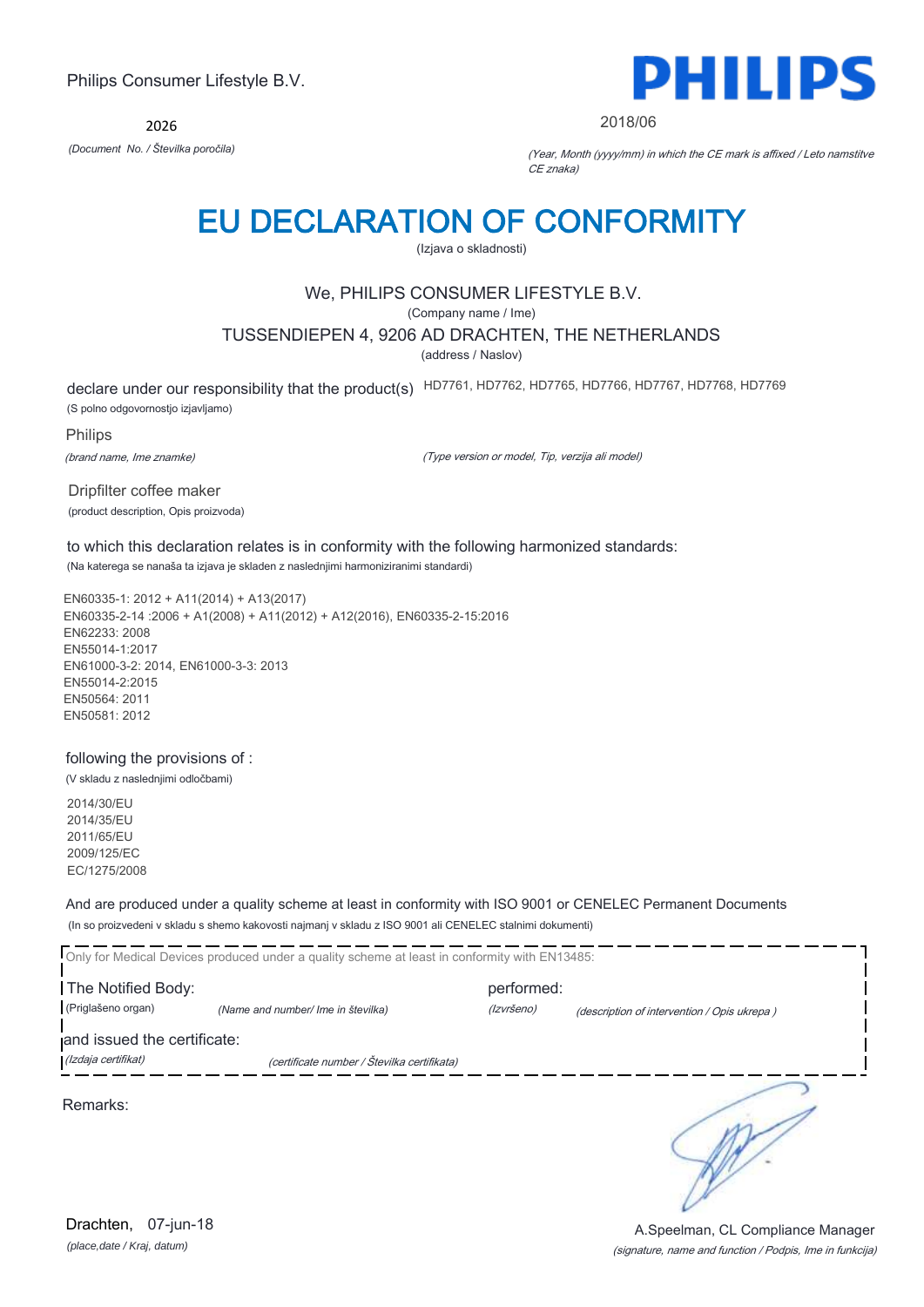Philips Consumer Lifestyle B.V.

**PHILIPS**

2026

*(Document No. / Številka poročila)*

2018/06

*(Year, Month (yyyy/mm) in which the CE mark is affixed / Leto namstitve CE znaka)*

# EU DECLARATION OF CONFORMITY

(Izjava o skladnosti)

We, PHILIPS CONSUMER LIFESTYLE B.V.

(Company name / Ime)

TUSSENDIEPEN 4, 9206 AD DRACHTEN, THE NETHERLANDS

(address / Naslov)

declare under our responsibility that the product(s) HD7761, HD7762, HD7765, HD7766, HD7767, HD7768, HD7769

(S polno odgovornostjo izjavljamo)

Philips

*(brand name, Ime znamke)*

*(Type version or model, Tip, verzija ali model)*

Dripfilter coffee maker

(product description, Opis proizvoda)

to which this declaration relates is in conformity with the following harmonized standards:

(Na katerega se nanaša ta izjava je skladen z naslednjimi harmoniziranimi standardi)

EN60335-1: 2012 + A11(2014) + A13(2017)
EN60335-2-14 :2006 + A1(2008) + A11(2012) + A12(2016), EN60335-2-15:2016
EN62233: 2008
EN55014-1:2017
EN61000-3-2: 2014, EN61000-3-3: 2013
EN55014-2:2015
EN50564: 2011
EN50581: 2012

following the provisions of :

(V skladu z naslednjimi odločbami)

2014/30/EU
2014/35/EU
2011/65/EU
2009/125/EC
EC/1275/2008

And are produced under a quality scheme at least in conformity with ISO 9001 or CENELEC Permanent Documents

(In so proizvedeni v skladu s shemo kakovosti najmanj v skladu z ISO 9001 ali CENELEC stalnimi dokumenti)

Only for Medical Devices produced under a quality scheme at least in conformity with EN13485:

The Notified Body: (Priglašeno organ) *(Name and number/ Ime in številka)*

performed: *(Izvršeno)* *(description of intervention / Opis ukrepa )*

and issued the certificate: *(Izdaja certifikat)* *(certificate number / Številka certifikata)*

Remarks:

Drachten, 07-jun-18

*(place,date / Kraj, datum)*

A.Speelman, CL Compliance Manager

*(signature, name and function / Podpis, Ime in funkcija)*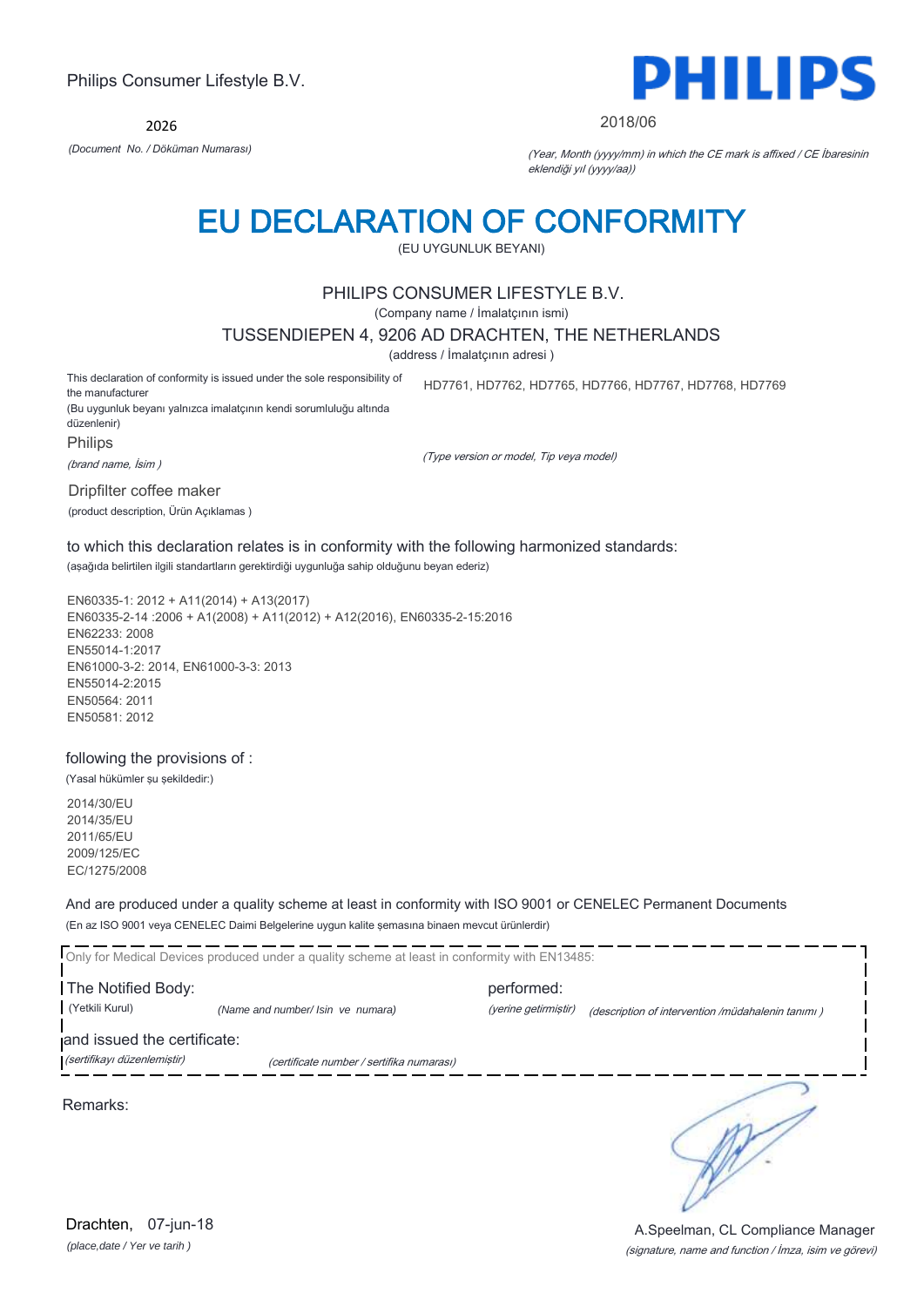Philips Consumer Lifestyle B.V.

**PHILIPS**

2026

*(Document No. / Döküman Numarası)*

2018/06

*(Year, Month (yyyy/mm) in which the CE mark is affixed / CE İbaresinin eklendiği yıl (yyyy/aa))*

# EU DECLARATION OF CONFORMITY

(EU UYGUNLUK BEYANI)

PHILIPS CONSUMER LIFESTYLE B.V.

(Company name / İmalatçının ismi)

TUSSENDIEPEN 4, 9206 AD DRACHTEN, THE NETHERLANDS

(address / İmalatçının adresi )

This declaration of conformity is issued under the sole responsibility of the manufacturer
(Bu uygunluk beyanı yalnızca imalatçının kendi sorumluluğu altında düzenlenir)

HD7761, HD7762, HD7765, HD7766, HD7767, HD7768, HD7769

Philips

*(brand name, İsim )*

*(Type version or model, Tip veya model)*

Dripfilter coffee maker

(product description, Ürün Açıklamas )

to which this declaration relates is in conformity with the following harmonized standards:

(aşağıda belirtilen ilgili standartların gerektirdiği uygunluğa sahip olduğunu beyan ederiz)

EN60335-1: 2012 + A11(2014) + A13(2017)
EN60335-2-14 :2006 + A1(2008) + A11(2012) + A12(2016), EN60335-2-15:2016
EN62233: 2008
EN55014-1:2017
EN61000-3-2: 2014, EN61000-3-3: 2013
EN55014-2:2015
EN50564: 2011
EN50581: 2012

following the provisions of :

(Yasal hükümler şu şekildedir:)

2014/30/EU
2014/35/EU
2011/65/EU
2009/125/EC
EC/1275/2008

And are produced under a quality scheme at least in conformity with ISO 9001 or CENELEC Permanent Documents

(En az ISO 9001 veya CENELEC Daimi Belgelerine uygun kalite şemasına binaen mevcut ürünlerdir)

Only for Medical Devices produced under a quality scheme at least in conformity with EN13485:

The Notified Body: (Yetkili Kurul) *(Name and number/ Isin ve numara)*

performed: *(yerine getirmiştir)* *(description of intervention /müdahalenin tanımı )*

and issued the certificate: *(sertifikayı düzenlemiştir)* *(certificate number / sertifika numarası)*

Remarks:

Drachten, 07-jun-18

*(place,date / Yer ve tarih )*

A.Speelman, CL Compliance Manager

*(signature, name and function / İmza, isim ve görevi)*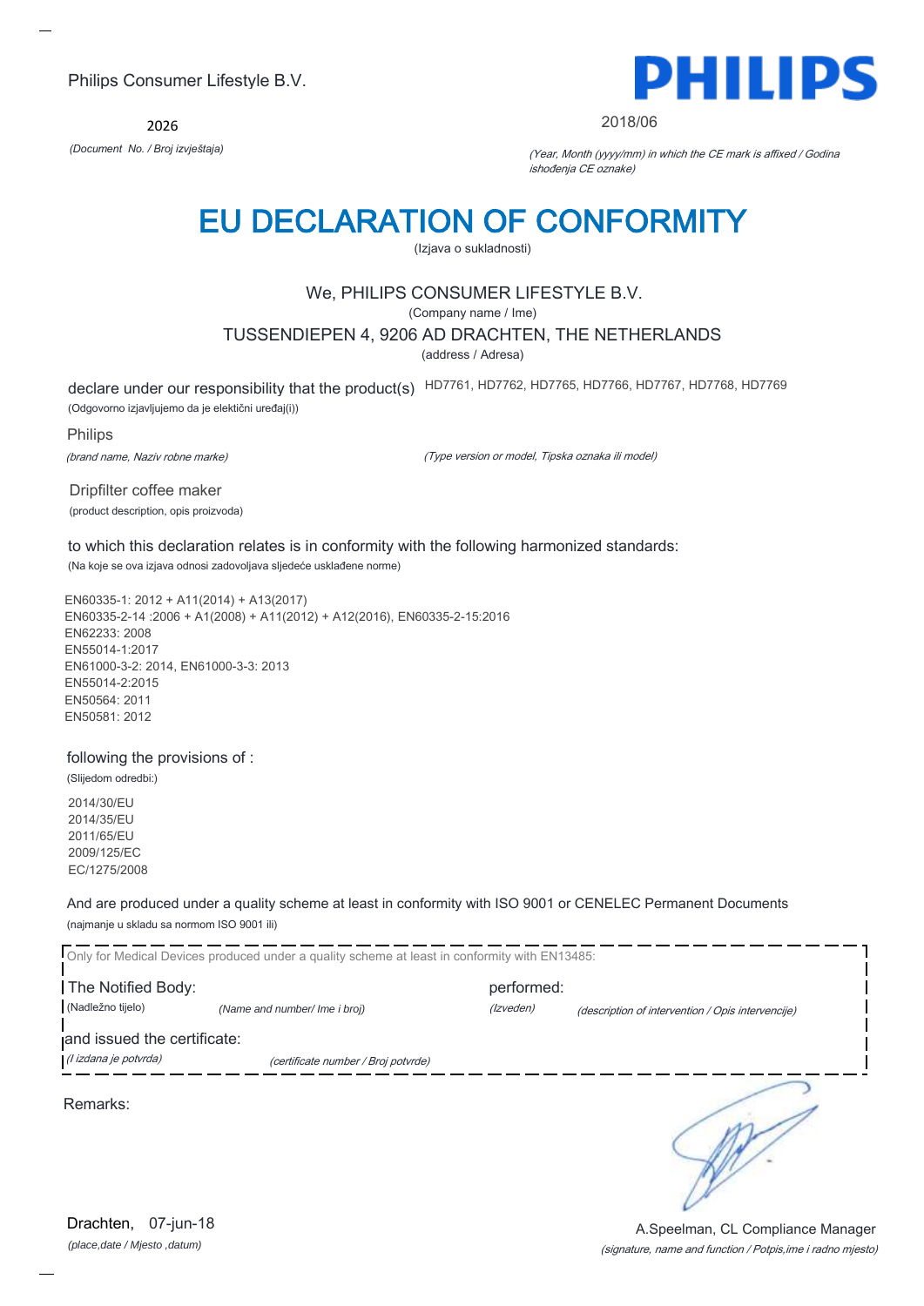Philips Consumer Lifestyle B.V.

**PHILIPS**

2026

*(Document No. / Broj izvještaja)*

2018/06

*(Year, Month (yyyy/mm) in which the CE mark is affixed / Godina ishođenja CE oznake)*

# EU DECLARATION OF CONFORMITY

(Izjava o sukladnosti)

We, PHILIPS CONSUMER LIFESTYLE B.V.

(Company name / Ime)

TUSSENDIEPEN 4, 9206 AD DRACHTEN, THE NETHERLANDS

(address / Adresa)

declare under our responsibility that the product(s) HD7761, HD7762, HD7765, HD7766, HD7767, HD7768, HD7769

(Odgovorno izjavljujemo da je električni uređaj(i))

Philips

*(brand name, Naziv robne marke)*

*(Type version or model, Tipska oznaka ili model)*

Dripfilter coffee maker

(product description, opis proizvoda)

to which this declaration relates is in conformity with the following harmonized standards:

(Na koje se ova izjava odnosi zadovoljava sljedeće usklađene norme)

EN60335-1: 2012 + A11(2014) + A13(2017)
EN60335-2-14 :2006 + A1(2008) + A11(2012) + A12(2016), EN60335-2-15:2016
EN62233: 2008
EN55014-1:2017
EN61000-3-2: 2014, EN61000-3-3: 2013
EN55014-2:2015
EN50564: 2011
EN50581: 2012

following the provisions of :

(Slijedom odredbi:)

2014/30/EU
2014/35/EU
2011/65/EU
2009/125/EC
EC/1275/2008

And are produced under a quality scheme at least in conformity with ISO 9001 or CENELEC Permanent Documents

(najmanje u skladu sa normom ISO 9001 ili)

Only for Medical Devices produced under a quality scheme at least in conformity with EN13485:

The Notified Body: performed:

(Nadležno tijelo) *(Name and number/ Ime i broj)* *(Izveden)* *(description of intervention / Opis intervencije)*

and issued the certificate:

*(I izdana je potvrda)* *(certificate number / Broj potvrde)*

Remarks:

Drachten, 07-jun-18

*(place,date / Mjesto ,datum)*

A.Speelman, CL Compliance Manager

*(signature, name and function / Potpis,ime i radno mjesto)*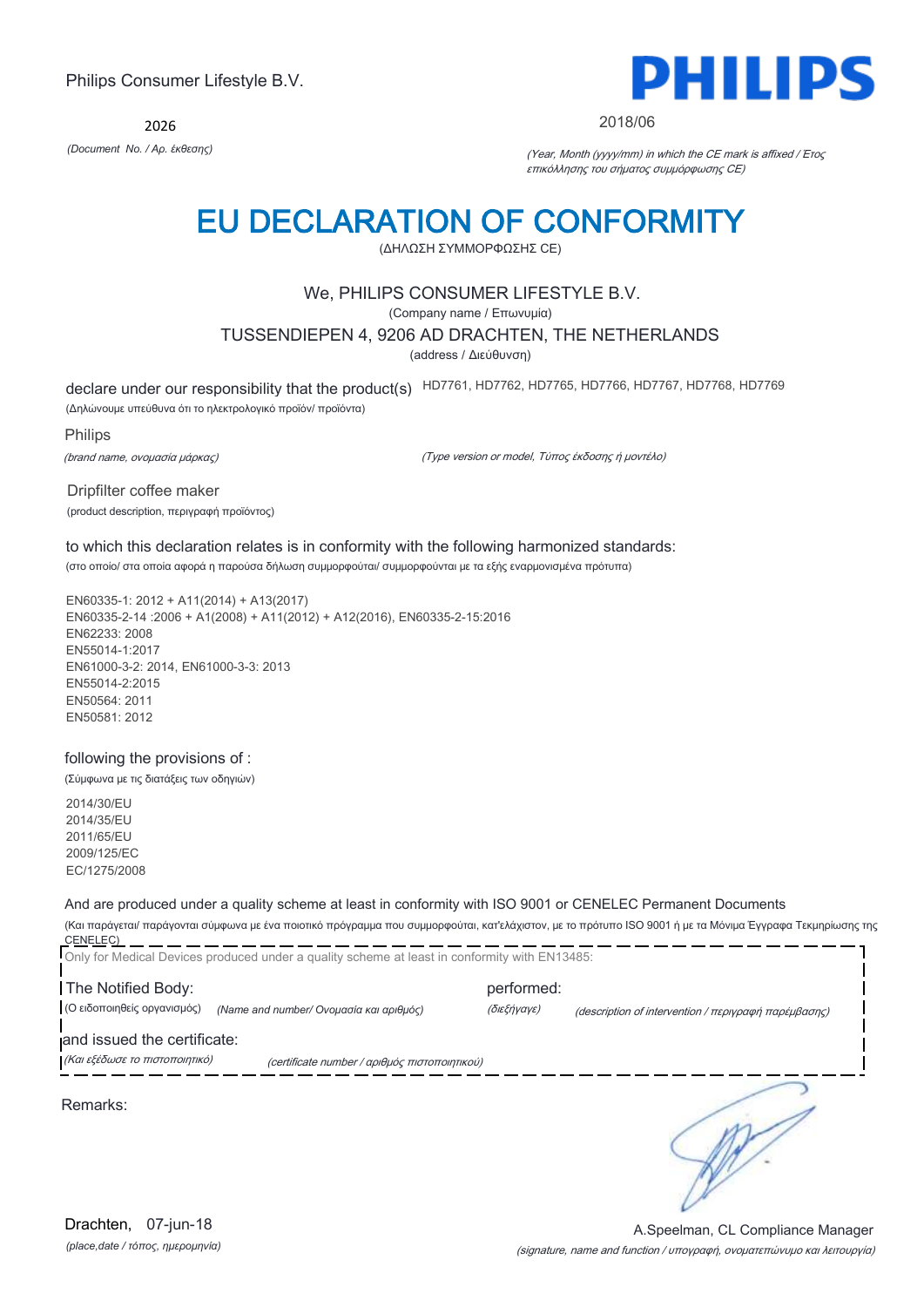Philips Consumer Lifestyle B.V.

2026

*(Document No. / Αρ. έκθεσης)*

2018/06

*(Year, Month (yyyy/mm) in which the CE mark is affixed / Έτος επικόλλησης του σήματος συμμόρφωσης CE)*

# EU DECLARATION OF CONFORMITY

(ΔΗΛΩΣΗ ΣΥΜΜΟΡΦΩΣΗΣ CE)

We, PHILIPS CONSUMER LIFESTYLE B.V.

(Company name / Επωνυμία)

TUSSENDIEPEN 4, 9206 AD DRACHTEN, THE NETHERLANDS

(address / Διεύθυνση)

declare under our responsibility that the product(s) HD7761, HD7762, HD7765, HD7766, HD7767, HD7768, HD7769

(Δηλώνουμε υπεύθυνα ότι το ηλεκτρολογικό προϊόν/ προϊόντα)

Philips

*(brand name, ονομασία μάρκας)*

*(Type version or model, Τύπος έκδοσης ή μοντέλο)*

Dripfilter coffee maker

(product description, περιγραφή προϊόντος)

to which this declaration relates is in conformity with the following harmonized standards:

(στο οποίο/ στα οποία αφορά η παρούσα δήλωση συμμορφούται/ συμμορφούνται με τα εξής εναρμονισμένα πρότυπα)

EN60335-1: 2012 + A11(2014) + A13(2017)
EN60335-2-14 :2006 + A1(2008) + A11(2012) + A12(2016), EN60335-2-15:2016
EN62233: 2008
EN55014-1:2017
EN61000-3-2: 2014, EN61000-3-3: 2013
EN55014-2:2015
EN50564: 2011
EN50581: 2012

following the provisions of :

(Σύμφωνα με τις διατάξεις των οδηγιών)

2014/30/EU
2014/35/EU
2011/65/EU
2009/125/EC
EC/1275/2008

And are produced under a quality scheme at least in conformity with ISO 9001 or CENELEC Permanent Documents

(Και παράγεται/ παράγονται σύμφωνα με ένα ποιοτικό πρόγραμμα που συμμορφούται, κατ'ελάχιστον, με το πρότυπο ISO 9001 ή με τα Μόνιμα Έγγραφα Τεκμηρίωσης της CENELEC)

Only for Medical Devices produced under a quality scheme at least in conformity with EN13485:

The Notified Body: performed:

(Ο ειδοποιηθείς οργανισμός) *(Name and number/ Ονομασία και αριθμός)* *(διεξήγαγε)* *(description of intervention / περιγραφή παρέμβασης)*

and issued the certificate:

*(Και εξέδωσε το πιστοποιητικό)* *(certificate number / αριθμός πιστοποιητικού)*

Remarks:

Drachten, 07-jun-18

*(place,date / τόπος, ημερομηνία)*

A.Speelman, CL Compliance Manager

*(signature, name and function / υπογραφή, ονοματεπώνυμο και λειτουργία)*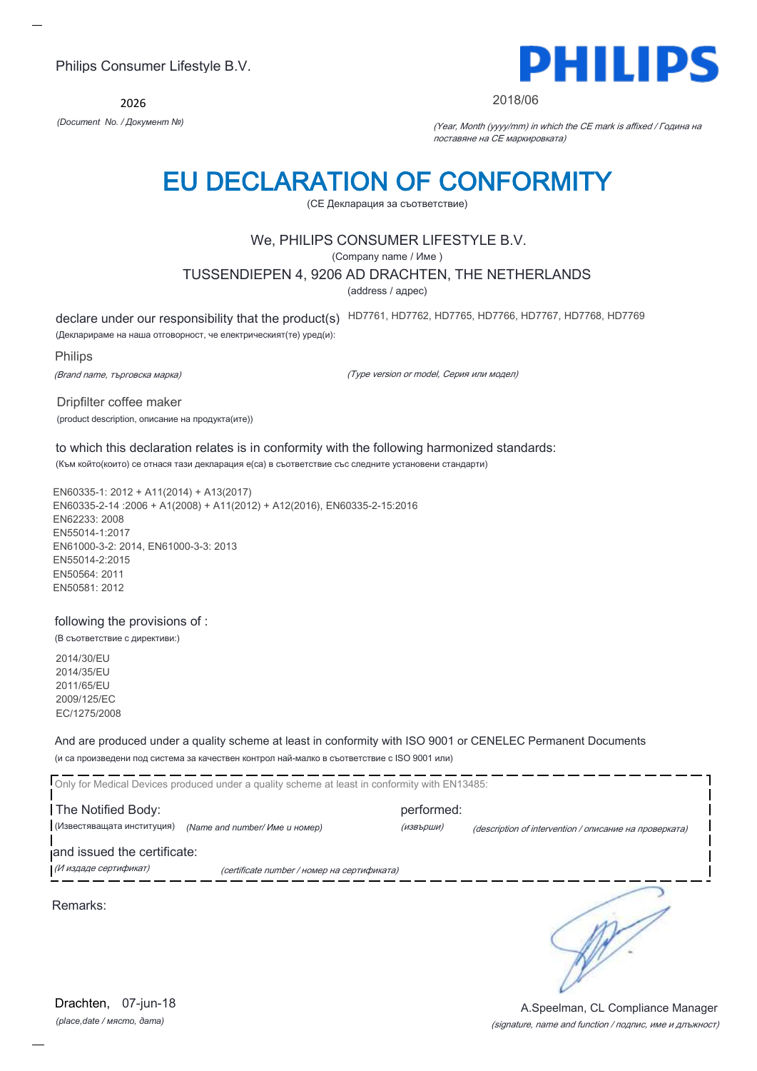Philips Consumer Lifestyle B.V.

**PHILIPS**

2026

*(Document No. / Документ №)*

2018/06

*(Year, Month (yyyy/mm) in which the CE mark is affixed / Година на поставяне на CE маркировката)*

# EU DECLARATION OF CONFORMITY

(CE Декларация за съответствие)

We, PHILIPS CONSUMER LIFESTYLE B.V.

(Company name / Име )

TUSSENDIEPEN 4, 9206 AD DRACHTEN, THE NETHERLANDS

(address / адрес)

declare under our responsibility that the product(s) HD7761, HD7762, HD7765, HD7766, HD7767, HD7768, HD7769

(Декларираме на наша отговорност, че електрическият(те) уред(и):

Philips

*(Brand name, търговска марка)*

*(Type version or model, Серия или модел)*

Dripfilter coffee maker

(product description, описание на продукта(ите))

to which this declaration relates is in conformity with the following harmonized standards:

(Към който(които) се отнася тази декларация е(са) в съответствие със следните установени стандарти)

EN60335-1: 2012 + A11(2014) + A13(2017)
EN60335-2-14 :2006 + A1(2008) + A11(2012) + A12(2016), EN60335-2-15:2016
EN62233: 2008
EN55014-1:2017
EN61000-3-2: 2014, EN61000-3-3: 2013
EN55014-2:2015
EN50564: 2011
EN50581: 2012

following the provisions of :

(В съответствие с директиви:)

2014/30/EU
2014/35/EU
2011/65/EU
2009/125/EC
EC/1275/2008

And are produced under a quality scheme at least in conformity with ISO 9001 or CENELEC Permanent Documents

(и са произведени под система за качествен контрол най-малко в съответствие с ISO 9001 или)

Only for Medical Devices produced under a quality scheme at least in conformity with EN13485:

The Notified Body: performed:

(Известяващата институция) *(Name and number/ Име и номер)* *(извърши)* *(description of intervention / описание на проверката)*

and issued the certificate:

*(И издаде сертификат)* *(certificate number / номер на сертификата)*

Remarks:

Drachten, 07-jun-18

*(place,date / място, дата)*

A.Speelman, CL Compliance Manager

*(signature, name and function / подпис, име и длъжност)*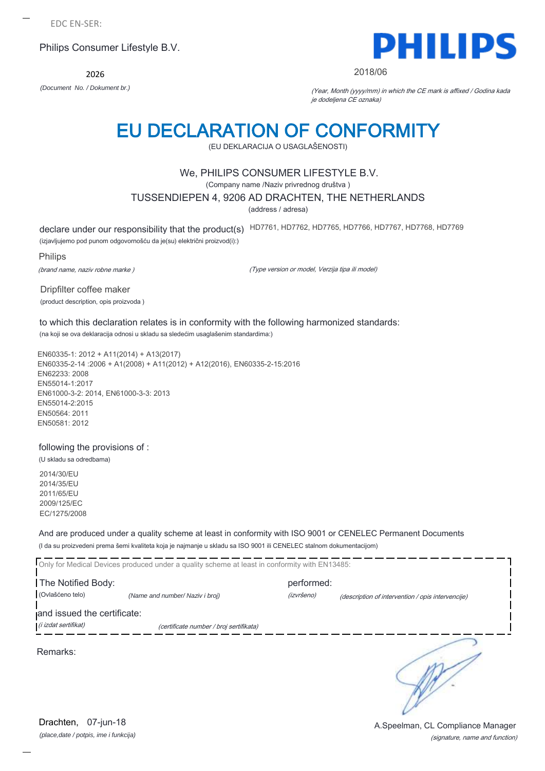EDC EN-SER:

Philips Consumer Lifestyle B.V.

2026

*(Document No. / Dokument br.)*

2018/06

*(Year, Month (yyyy/mm) in which the CE mark is affixed / Godina kada je dodeljena CE oznaka)*

# EU DECLARATION OF CONFORMITY

(EU DEKLARACIJA O USAGLAŠENOSTI)

We, PHILIPS CONSUMER LIFESTYLE B.V.

(Company name /Naziv privrednog društva )

TUSSENDIEPEN 4, 9206 AD DRACHTEN, THE NETHERLANDS

(address / adresa)

declare under our responsibility that the product(s) HD7761, HD7762, HD7765, HD7766, HD7767, HD7768, HD7769

(izjavljujemo pod punom odgovornošću da je(su) električni proizvod(i):)

Philips

*(brand name, naziv robne marke )*

*(Type version or model, Verzija tipa ili model)*

Dripfilter coffee maker

(product description, opis proizvoda )

to which this declaration relates is in conformity with the following harmonized standards:

(na koji se ova deklaracija odnosi u skladu sa sledećim usaglašenim standardima:)

EN60335-1: 2012 + A11(2014) + A13(2017)
EN60335-2-14 :2006 + A1(2008) + A11(2012) + A12(2016), EN60335-2-15:2016
EN62233: 2008
EN55014-1:2017
EN61000-3-2: 2014, EN61000-3-3: 2013
EN55014-2:2015
EN50564: 2011
EN50581: 2012

following the provisions of :

(U skladu sa odredbama)

2014/30/EU
2014/35/EU
2011/65/EU
2009/125/EC
EC/1275/2008

And are produced under a quality scheme at least in conformity with ISO 9001 or CENELEC Permanent Documents

(I da su proizvedeni prema šemi kvaliteta koja je najmanje u skladu sa ISO 9001 ili CENELEC stalnom dokumentacijom)

Only for Medical Devices produced under a quality scheme at least in conformity with EN13485:

The Notified Body: *(Name and number/ Naziv i broj)* performed: *(izvršeno)* *(description of intervention / opis intervencije)*

(Ovlašćeno telo)

and issued the certificate: *(certificate number / broj sertifikata)*

*(i izdat sertifikat)*

Remarks:

Drachten, 07-jun-18

*(place,date / potpis, ime i funkcija)*

A.Speelman, CL Compliance Manager

*(signature, name and function)*